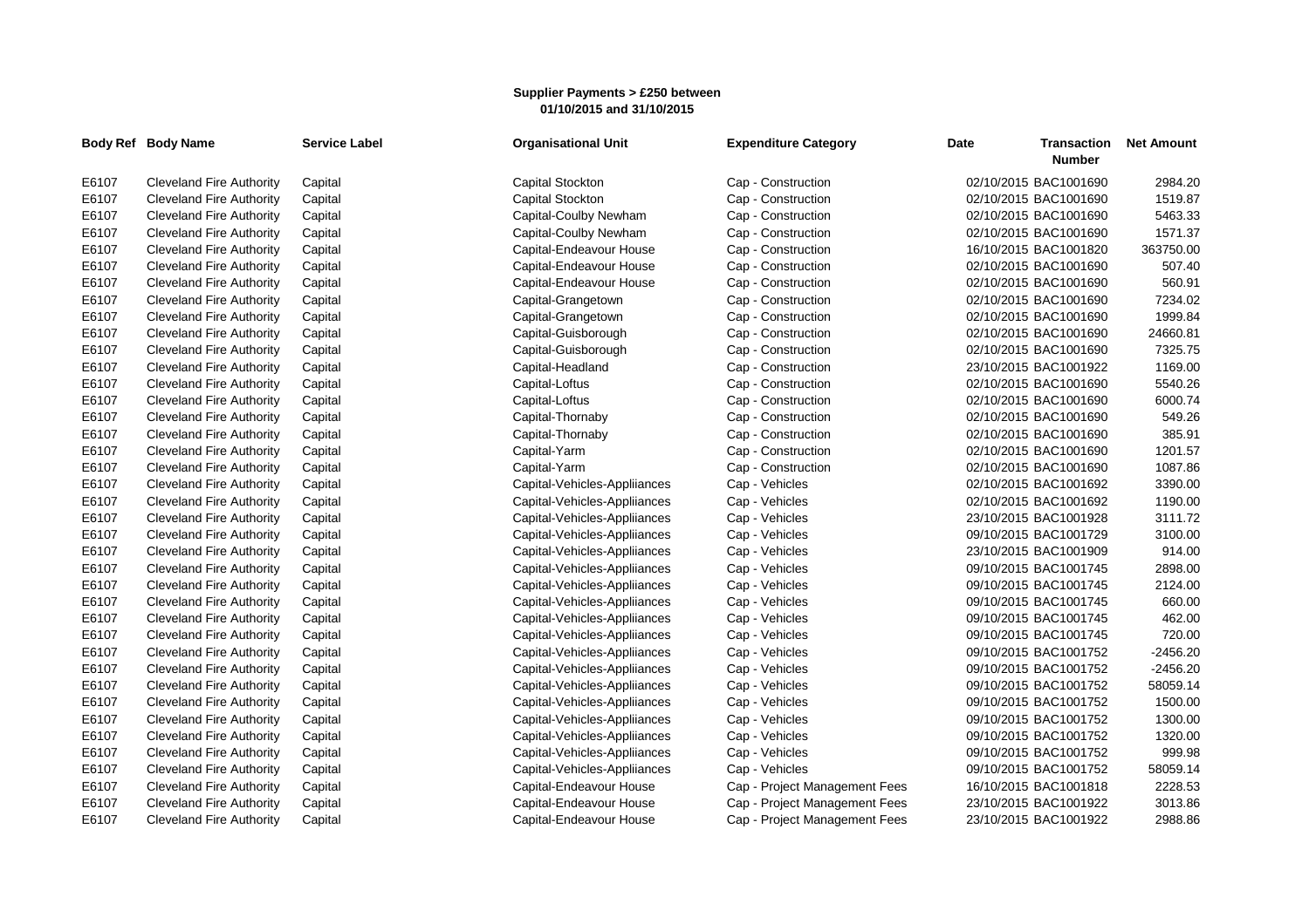**Supplier Payments > £250 between 01/10/2015 and 31/10/2015**

| Body Ref | Body Name | Service Label | Organisational Unit | Expenditure Category | Date | Transaction Number | Net Amount |
|---|---|---|---|---|---|---|---|
| E6107 | Cleveland Fire Authority | Capital | Capital Stockton | Cap - Construction | 02/10/2015 | BAC1001690 | 2984.20 |
| E6107 | Cleveland Fire Authority | Capital | Capital Stockton | Cap - Construction | 02/10/2015 | BAC1001690 | 1519.87 |
| E6107 | Cleveland Fire Authority | Capital | Capital-Coulby Newham | Cap - Construction | 02/10/2015 | BAC1001690 | 5463.33 |
| E6107 | Cleveland Fire Authority | Capital | Capital-Coulby Newham | Cap - Construction | 02/10/2015 | BAC1001690 | 1571.37 |
| E6107 | Cleveland Fire Authority | Capital | Capital-Endeavour House | Cap - Construction | 16/10/2015 | BAC1001820 | 363750.00 |
| E6107 | Cleveland Fire Authority | Capital | Capital-Endeavour House | Cap - Construction | 02/10/2015 | BAC1001690 | 507.40 |
| E6107 | Cleveland Fire Authority | Capital | Capital-Endeavour House | Cap - Construction | 02/10/2015 | BAC1001690 | 560.91 |
| E6107 | Cleveland Fire Authority | Capital | Capital-Grangetown | Cap - Construction | 02/10/2015 | BAC1001690 | 7234.02 |
| E6107 | Cleveland Fire Authority | Capital | Capital-Grangetown | Cap - Construction | 02/10/2015 | BAC1001690 | 1999.84 |
| E6107 | Cleveland Fire Authority | Capital | Capital-Guisborough | Cap - Construction | 02/10/2015 | BAC1001690 | 24660.81 |
| E6107 | Cleveland Fire Authority | Capital | Capital-Guisborough | Cap - Construction | 02/10/2015 | BAC1001690 | 7325.75 |
| E6107 | Cleveland Fire Authority | Capital | Capital-Headland | Cap - Construction | 23/10/2015 | BAC1001922 | 1169.00 |
| E6107 | Cleveland Fire Authority | Capital | Capital-Loftus | Cap - Construction | 02/10/2015 | BAC1001690 | 5540.26 |
| E6107 | Cleveland Fire Authority | Capital | Capital-Loftus | Cap - Construction | 02/10/2015 | BAC1001690 | 6000.74 |
| E6107 | Cleveland Fire Authority | Capital | Capital-Thornaby | Cap - Construction | 02/10/2015 | BAC1001690 | 549.26 |
| E6107 | Cleveland Fire Authority | Capital | Capital-Thornaby | Cap - Construction | 02/10/2015 | BAC1001690 | 385.91 |
| E6107 | Cleveland Fire Authority | Capital | Capital-Yarm | Cap - Construction | 02/10/2015 | BAC1001690 | 1201.57 |
| E6107 | Cleveland Fire Authority | Capital | Capital-Yarm | Cap - Construction | 02/10/2015 | BAC1001690 | 1087.86 |
| E6107 | Cleveland Fire Authority | Capital | Capital-Vehicles-Appliiances | Cap - Vehicles | 02/10/2015 | BAC1001692 | 3390.00 |
| E6107 | Cleveland Fire Authority | Capital | Capital-Vehicles-Appliiances | Cap - Vehicles | 02/10/2015 | BAC1001692 | 1190.00 |
| E6107 | Cleveland Fire Authority | Capital | Capital-Vehicles-Appliiances | Cap - Vehicles | 23/10/2015 | BAC1001928 | 3111.72 |
| E6107 | Cleveland Fire Authority | Capital | Capital-Vehicles-Appliiances | Cap - Vehicles | 09/10/2015 | BAC1001729 | 3100.00 |
| E6107 | Cleveland Fire Authority | Capital | Capital-Vehicles-Appliiances | Cap - Vehicles | 23/10/2015 | BAC1001909 | 914.00 |
| E6107 | Cleveland Fire Authority | Capital | Capital-Vehicles-Appliiances | Cap - Vehicles | 09/10/2015 | BAC1001745 | 2898.00 |
| E6107 | Cleveland Fire Authority | Capital | Capital-Vehicles-Appliiances | Cap - Vehicles | 09/10/2015 | BAC1001745 | 2124.00 |
| E6107 | Cleveland Fire Authority | Capital | Capital-Vehicles-Appliiances | Cap - Vehicles | 09/10/2015 | BAC1001745 | 660.00 |
| E6107 | Cleveland Fire Authority | Capital | Capital-Vehicles-Appliiances | Cap - Vehicles | 09/10/2015 | BAC1001745 | 462.00 |
| E6107 | Cleveland Fire Authority | Capital | Capital-Vehicles-Appliiances | Cap - Vehicles | 09/10/2015 | BAC1001745 | 720.00 |
| E6107 | Cleveland Fire Authority | Capital | Capital-Vehicles-Appliiances | Cap - Vehicles | 09/10/2015 | BAC1001752 | -2456.20 |
| E6107 | Cleveland Fire Authority | Capital | Capital-Vehicles-Appliiances | Cap - Vehicles | 09/10/2015 | BAC1001752 | -2456.20 |
| E6107 | Cleveland Fire Authority | Capital | Capital-Vehicles-Appliiances | Cap - Vehicles | 09/10/2015 | BAC1001752 | 58059.14 |
| E6107 | Cleveland Fire Authority | Capital | Capital-Vehicles-Appliiances | Cap - Vehicles | 09/10/2015 | BAC1001752 | 1500.00 |
| E6107 | Cleveland Fire Authority | Capital | Capital-Vehicles-Appliiances | Cap - Vehicles | 09/10/2015 | BAC1001752 | 1300.00 |
| E6107 | Cleveland Fire Authority | Capital | Capital-Vehicles-Appliiances | Cap - Vehicles | 09/10/2015 | BAC1001752 | 1320.00 |
| E6107 | Cleveland Fire Authority | Capital | Capital-Vehicles-Appliiances | Cap - Vehicles | 09/10/2015 | BAC1001752 | 999.98 |
| E6107 | Cleveland Fire Authority | Capital | Capital-Vehicles-Appliiances | Cap - Vehicles | 09/10/2015 | BAC1001752 | 58059.14 |
| E6107 | Cleveland Fire Authority | Capital | Capital-Endeavour House | Cap - Project Management Fees | 16/10/2015 | BAC1001818 | 2228.53 |
| E6107 | Cleveland Fire Authority | Capital | Capital-Endeavour House | Cap - Project Management Fees | 23/10/2015 | BAC1001922 | 3013.86 |
| E6107 | Cleveland Fire Authority | Capital | Capital-Endeavour House | Cap - Project Management Fees | 23/10/2015 | BAC1001922 | 2988.86 |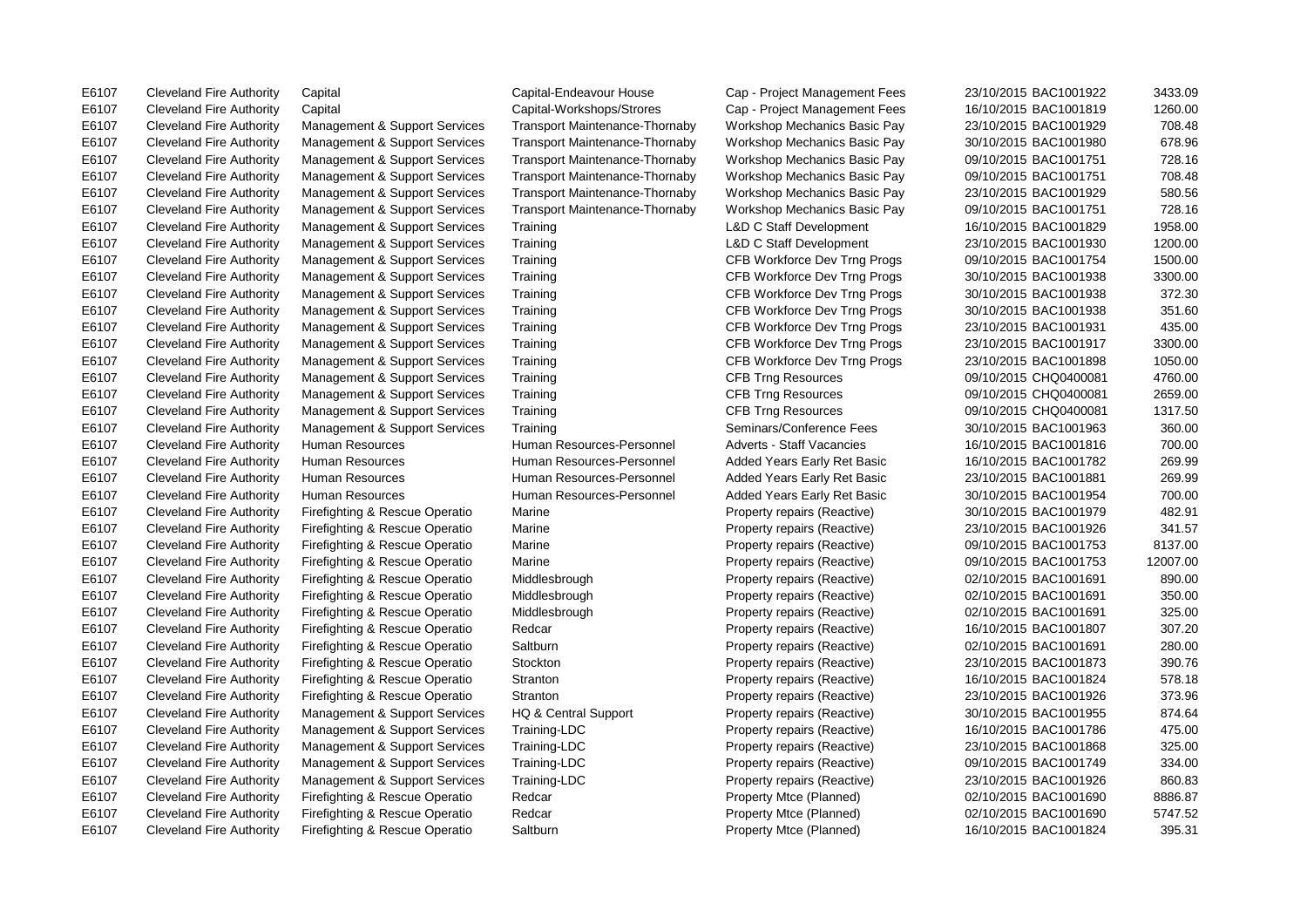| | | | | | | | |
|---|---|---|---|---|---|---|---|
| E6107 | Cleveland Fire Authority | Capital | Capital-Endeavour House | Cap - Project Management Fees | 23/10/2015 | BAC1001922 | 3433.09 |
| E6107 | Cleveland Fire Authority | Capital | Capital-Workshops/Strores | Cap - Project Management Fees | 16/10/2015 | BAC1001819 | 1260.00 |
| E6107 | Cleveland Fire Authority | Management & Support Services | Transport Maintenance-Thornaby | Workshop Mechanics Basic Pay | 23/10/2015 | BAC1001929 | 708.48 |
| E6107 | Cleveland Fire Authority | Management & Support Services | Transport Maintenance-Thornaby | Workshop Mechanics Basic Pay | 30/10/2015 | BAC1001980 | 678.96 |
| E6107 | Cleveland Fire Authority | Management & Support Services | Transport Maintenance-Thornaby | Workshop Mechanics Basic Pay | 09/10/2015 | BAC1001751 | 728.16 |
| E6107 | Cleveland Fire Authority | Management & Support Services | Transport Maintenance-Thornaby | Workshop Mechanics Basic Pay | 09/10/2015 | BAC1001751 | 708.48 |
| E6107 | Cleveland Fire Authority | Management & Support Services | Transport Maintenance-Thornaby | Workshop Mechanics Basic Pay | 23/10/2015 | BAC1001929 | 580.56 |
| E6107 | Cleveland Fire Authority | Management & Support Services | Transport Maintenance-Thornaby | Workshop Mechanics Basic Pay | 09/10/2015 | BAC1001751 | 728.16 |
| E6107 | Cleveland Fire Authority | Management & Support Services | Training | L&D C Staff Development | 16/10/2015 | BAC1001829 | 1958.00 |
| E6107 | Cleveland Fire Authority | Management & Support Services | Training | L&D C Staff Development | 23/10/2015 | BAC1001930 | 1200.00 |
| E6107 | Cleveland Fire Authority | Management & Support Services | Training | CFB Workforce Dev Trng Progs | 09/10/2015 | BAC1001754 | 1500.00 |
| E6107 | Cleveland Fire Authority | Management & Support Services | Training | CFB Workforce Dev Trng Progs | 30/10/2015 | BAC1001938 | 3300.00 |
| E6107 | Cleveland Fire Authority | Management & Support Services | Training | CFB Workforce Dev Trng Progs | 30/10/2015 | BAC1001938 | 372.30 |
| E6107 | Cleveland Fire Authority | Management & Support Services | Training | CFB Workforce Dev Trng Progs | 30/10/2015 | BAC1001938 | 351.60 |
| E6107 | Cleveland Fire Authority | Management & Support Services | Training | CFB Workforce Dev Trng Progs | 23/10/2015 | BAC1001931 | 435.00 |
| E6107 | Cleveland Fire Authority | Management & Support Services | Training | CFB Workforce Dev Trng Progs | 23/10/2015 | BAC1001917 | 3300.00 |
| E6107 | Cleveland Fire Authority | Management & Support Services | Training | CFB Workforce Dev Trng Progs | 23/10/2015 | BAC1001898 | 1050.00 |
| E6107 | Cleveland Fire Authority | Management & Support Services | Training | CFB Trng Resources | 09/10/2015 | CHQ0400081 | 4760.00 |
| E6107 | Cleveland Fire Authority | Management & Support Services | Training | CFB Trng Resources | 09/10/2015 | CHQ0400081 | 2659.00 |
| E6107 | Cleveland Fire Authority | Management & Support Services | Training | CFB Trng Resources | 09/10/2015 | CHQ0400081 | 1317.50 |
| E6107 | Cleveland Fire Authority | Management & Support Services | Training | Seminars/Conference Fees | 30/10/2015 | BAC1001963 | 360.00 |
| E6107 | Cleveland Fire Authority | Human Resources | Human Resources-Personnel | Adverts - Staff Vacancies | 16/10/2015 | BAC1001816 | 700.00 |
| E6107 | Cleveland Fire Authority | Human Resources | Human Resources-Personnel | Added Years Early Ret Basic | 16/10/2015 | BAC1001782 | 269.99 |
| E6107 | Cleveland Fire Authority | Human Resources | Human Resources-Personnel | Added Years Early Ret Basic | 23/10/2015 | BAC1001881 | 269.99 |
| E6107 | Cleveland Fire Authority | Human Resources | Human Resources-Personnel | Added Years Early Ret Basic | 30/10/2015 | BAC1001954 | 700.00 |
| E6107 | Cleveland Fire Authority | Firefighting & Rescue Operatio | Marine | Property repairs (Reactive) | 30/10/2015 | BAC1001979 | 482.91 |
| E6107 | Cleveland Fire Authority | Firefighting & Rescue Operatio | Marine | Property repairs (Reactive) | 23/10/2015 | BAC1001926 | 341.57 |
| E6107 | Cleveland Fire Authority | Firefighting & Rescue Operatio | Marine | Property repairs (Reactive) | 09/10/2015 | BAC1001753 | 8137.00 |
| E6107 | Cleveland Fire Authority | Firefighting & Rescue Operatio | Marine | Property repairs (Reactive) | 09/10/2015 | BAC1001753 | 12007.00 |
| E6107 | Cleveland Fire Authority | Firefighting & Rescue Operatio | Middlesbrough | Property repairs (Reactive) | 02/10/2015 | BAC1001691 | 890.00 |
| E6107 | Cleveland Fire Authority | Firefighting & Rescue Operatio | Middlesbrough | Property repairs (Reactive) | 02/10/2015 | BAC1001691 | 350.00 |
| E6107 | Cleveland Fire Authority | Firefighting & Rescue Operatio | Middlesbrough | Property repairs (Reactive) | 02/10/2015 | BAC1001691 | 325.00 |
| E6107 | Cleveland Fire Authority | Firefighting & Rescue Operatio | Redcar | Property repairs (Reactive) | 16/10/2015 | BAC1001807 | 307.20 |
| E6107 | Cleveland Fire Authority | Firefighting & Rescue Operatio | Saltburn | Property repairs (Reactive) | 02/10/2015 | BAC1001691 | 280.00 |
| E6107 | Cleveland Fire Authority | Firefighting & Rescue Operatio | Stockton | Property repairs (Reactive) | 23/10/2015 | BAC1001873 | 390.76 |
| E6107 | Cleveland Fire Authority | Firefighting & Rescue Operatio | Stranton | Property repairs (Reactive) | 16/10/2015 | BAC1001824 | 578.18 |
| E6107 | Cleveland Fire Authority | Firefighting & Rescue Operatio | Stranton | Property repairs (Reactive) | 23/10/2015 | BAC1001926 | 373.96 |
| E6107 | Cleveland Fire Authority | Management & Support Services | HQ & Central Support | Property repairs (Reactive) | 30/10/2015 | BAC1001955 | 874.64 |
| E6107 | Cleveland Fire Authority | Management & Support Services | Training-LDC | Property repairs (Reactive) | 16/10/2015 | BAC1001786 | 475.00 |
| E6107 | Cleveland Fire Authority | Management & Support Services | Training-LDC | Property repairs (Reactive) | 23/10/2015 | BAC1001868 | 325.00 |
| E6107 | Cleveland Fire Authority | Management & Support Services | Training-LDC | Property repairs (Reactive) | 09/10/2015 | BAC1001749 | 334.00 |
| E6107 | Cleveland Fire Authority | Management & Support Services | Training-LDC | Property repairs (Reactive) | 23/10/2015 | BAC1001926 | 860.83 |
| E6107 | Cleveland Fire Authority | Firefighting & Rescue Operatio | Redcar | Property Mtce (Planned) | 02/10/2015 | BAC1001690 | 8886.87 |
| E6107 | Cleveland Fire Authority | Firefighting & Rescue Operatio | Redcar | Property Mtce (Planned) | 02/10/2015 | BAC1001690 | 5747.52 |
| E6107 | Cleveland Fire Authority | Firefighting & Rescue Operatio | Saltburn | Property Mtce (Planned) | 16/10/2015 | BAC1001824 | 395.31 |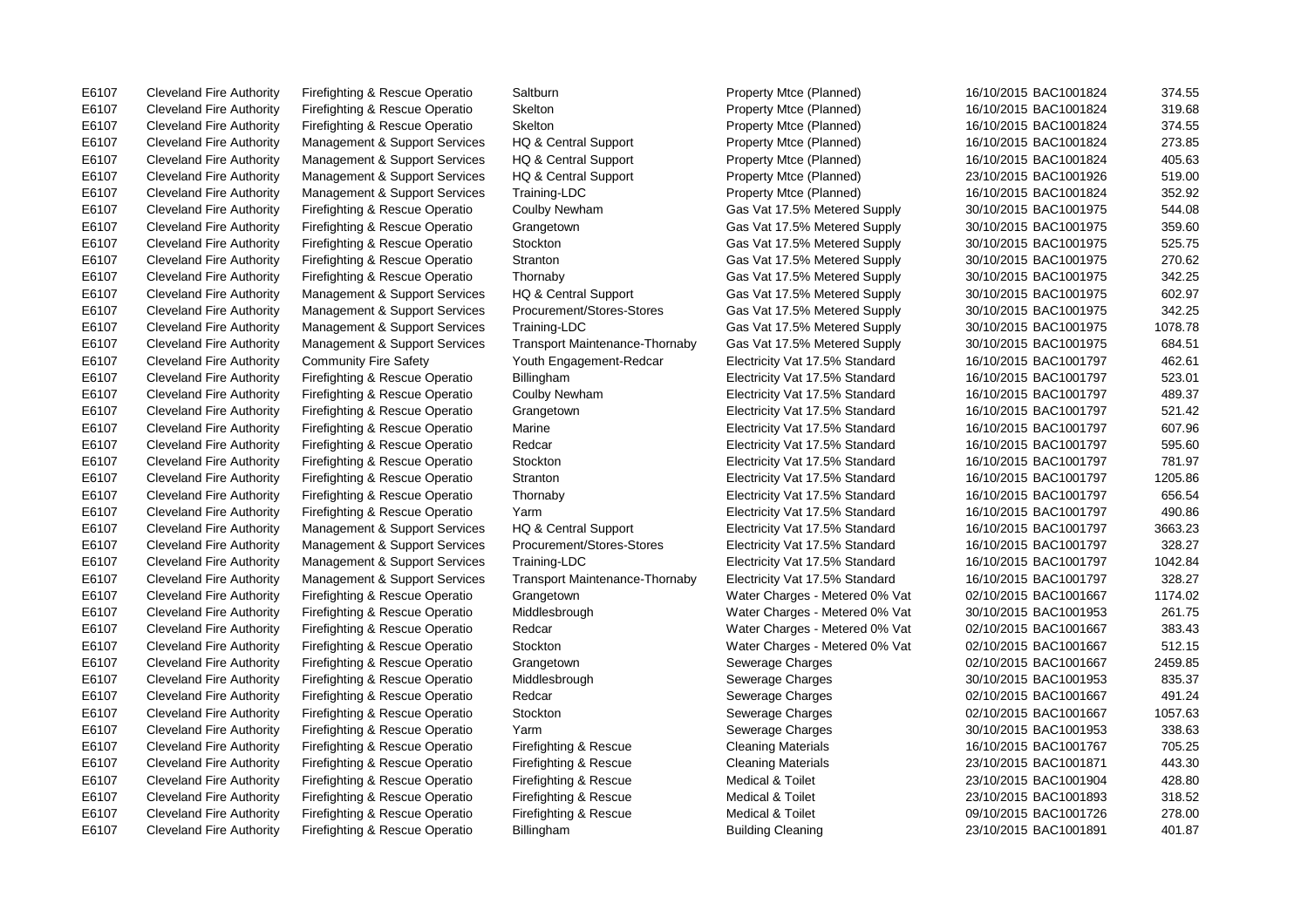| | | | | | | | |
|---|---|---|---|---|---|---|---|
| E6107 | Cleveland Fire Authority | Firefighting & Rescue Operatio | Saltburn | Property Mtce (Planned) | 16/10/2015 | BAC1001824 | 374.55 |
| E6107 | Cleveland Fire Authority | Firefighting & Rescue Operatio | Skelton | Property Mtce (Planned) | 16/10/2015 | BAC1001824 | 319.68 |
| E6107 | Cleveland Fire Authority | Firefighting & Rescue Operatio | Skelton | Property Mtce (Planned) | 16/10/2015 | BAC1001824 | 374.55 |
| E6107 | Cleveland Fire Authority | Management & Support Services | HQ & Central Support | Property Mtce (Planned) | 16/10/2015 | BAC1001824 | 273.85 |
| E6107 | Cleveland Fire Authority | Management & Support Services | HQ & Central Support | Property Mtce (Planned) | 16/10/2015 | BAC1001824 | 405.63 |
| E6107 | Cleveland Fire Authority | Management & Support Services | HQ & Central Support | Property Mtce (Planned) | 23/10/2015 | BAC1001926 | 519.00 |
| E6107 | Cleveland Fire Authority | Management & Support Services | Training-LDC | Property Mtce (Planned) | 16/10/2015 | BAC1001824 | 352.92 |
| E6107 | Cleveland Fire Authority | Firefighting & Rescue Operatio | Coulby Newham | Gas Vat 17.5% Metered Supply | 30/10/2015 | BAC1001975 | 544.08 |
| E6107 | Cleveland Fire Authority | Firefighting & Rescue Operatio | Grangetown | Gas Vat 17.5% Metered Supply | 30/10/2015 | BAC1001975 | 359.60 |
| E6107 | Cleveland Fire Authority | Firefighting & Rescue Operatio | Stockton | Gas Vat 17.5% Metered Supply | 30/10/2015 | BAC1001975 | 525.75 |
| E6107 | Cleveland Fire Authority | Firefighting & Rescue Operatio | Stranton | Gas Vat 17.5% Metered Supply | 30/10/2015 | BAC1001975 | 270.62 |
| E6107 | Cleveland Fire Authority | Firefighting & Rescue Operatio | Thornaby | Gas Vat 17.5% Metered Supply | 30/10/2015 | BAC1001975 | 342.25 |
| E6107 | Cleveland Fire Authority | Management & Support Services | HQ & Central Support | Gas Vat 17.5% Metered Supply | 30/10/2015 | BAC1001975 | 602.97 |
| E6107 | Cleveland Fire Authority | Management & Support Services | Procurement/Stores-Stores | Gas Vat 17.5% Metered Supply | 30/10/2015 | BAC1001975 | 342.25 |
| E6107 | Cleveland Fire Authority | Management & Support Services | Training-LDC | Gas Vat 17.5% Metered Supply | 30/10/2015 | BAC1001975 | 1078.78 |
| E6107 | Cleveland Fire Authority | Management & Support Services | Transport Maintenance-Thornaby | Gas Vat 17.5% Metered Supply | 30/10/2015 | BAC1001975 | 684.51 |
| E6107 | Cleveland Fire Authority | Community Fire Safety | Youth Engagement-Redcar | Electricity Vat 17.5% Standard | 16/10/2015 | BAC1001797 | 462.61 |
| E6107 | Cleveland Fire Authority | Firefighting & Rescue Operatio | Billingham | Electricity Vat 17.5% Standard | 16/10/2015 | BAC1001797 | 523.01 |
| E6107 | Cleveland Fire Authority | Firefighting & Rescue Operatio | Coulby Newham | Electricity Vat 17.5% Standard | 16/10/2015 | BAC1001797 | 489.37 |
| E6107 | Cleveland Fire Authority | Firefighting & Rescue Operatio | Grangetown | Electricity Vat 17.5% Standard | 16/10/2015 | BAC1001797 | 521.42 |
| E6107 | Cleveland Fire Authority | Firefighting & Rescue Operatio | Marine | Electricity Vat 17.5% Standard | 16/10/2015 | BAC1001797 | 607.96 |
| E6107 | Cleveland Fire Authority | Firefighting & Rescue Operatio | Redcar | Electricity Vat 17.5% Standard | 16/10/2015 | BAC1001797 | 595.60 |
| E6107 | Cleveland Fire Authority | Firefighting & Rescue Operatio | Stockton | Electricity Vat 17.5% Standard | 16/10/2015 | BAC1001797 | 781.97 |
| E6107 | Cleveland Fire Authority | Firefighting & Rescue Operatio | Stranton | Electricity Vat 17.5% Standard | 16/10/2015 | BAC1001797 | 1205.86 |
| E6107 | Cleveland Fire Authority | Firefighting & Rescue Operatio | Thornaby | Electricity Vat 17.5% Standard | 16/10/2015 | BAC1001797 | 656.54 |
| E6107 | Cleveland Fire Authority | Firefighting & Rescue Operatio | Yarm | Electricity Vat 17.5% Standard | 16/10/2015 | BAC1001797 | 490.86 |
| E6107 | Cleveland Fire Authority | Management & Support Services | HQ & Central Support | Electricity Vat 17.5% Standard | 16/10/2015 | BAC1001797 | 3663.23 |
| E6107 | Cleveland Fire Authority | Management & Support Services | Procurement/Stores-Stores | Electricity Vat 17.5% Standard | 16/10/2015 | BAC1001797 | 328.27 |
| E6107 | Cleveland Fire Authority | Management & Support Services | Training-LDC | Electricity Vat 17.5% Standard | 16/10/2015 | BAC1001797 | 1042.84 |
| E6107 | Cleveland Fire Authority | Management & Support Services | Transport Maintenance-Thornaby | Electricity Vat 17.5% Standard | 16/10/2015 | BAC1001797 | 328.27 |
| E6107 | Cleveland Fire Authority | Firefighting & Rescue Operatio | Grangetown | Water Charges - Metered 0% Vat | 02/10/2015 | BAC1001667 | 1174.02 |
| E6107 | Cleveland Fire Authority | Firefighting & Rescue Operatio | Middlesbrough | Water Charges - Metered 0% Vat | 30/10/2015 | BAC1001953 | 261.75 |
| E6107 | Cleveland Fire Authority | Firefighting & Rescue Operatio | Redcar | Water Charges - Metered 0% Vat | 02/10/2015 | BAC1001667 | 383.43 |
| E6107 | Cleveland Fire Authority | Firefighting & Rescue Operatio | Stockton | Water Charges - Metered 0% Vat | 02/10/2015 | BAC1001667 | 512.15 |
| E6107 | Cleveland Fire Authority | Firefighting & Rescue Operatio | Grangetown | Sewerage Charges | 02/10/2015 | BAC1001667 | 2459.85 |
| E6107 | Cleveland Fire Authority | Firefighting & Rescue Operatio | Middlesbrough | Sewerage Charges | 30/10/2015 | BAC1001953 | 835.37 |
| E6107 | Cleveland Fire Authority | Firefighting & Rescue Operatio | Redcar | Sewerage Charges | 02/10/2015 | BAC1001667 | 491.24 |
| E6107 | Cleveland Fire Authority | Firefighting & Rescue Operatio | Stockton | Sewerage Charges | 02/10/2015 | BAC1001667 | 1057.63 |
| E6107 | Cleveland Fire Authority | Firefighting & Rescue Operatio | Yarm | Sewerage Charges | 30/10/2015 | BAC1001953 | 338.63 |
| E6107 | Cleveland Fire Authority | Firefighting & Rescue Operatio | Firefighting & Rescue | Cleaning Materials | 16/10/2015 | BAC1001767 | 705.25 |
| E6107 | Cleveland Fire Authority | Firefighting & Rescue Operatio | Firefighting & Rescue | Cleaning Materials | 23/10/2015 | BAC1001871 | 443.30 |
| E6107 | Cleveland Fire Authority | Firefighting & Rescue Operatio | Firefighting & Rescue | Medical & Toilet | 23/10/2015 | BAC1001904 | 428.80 |
| E6107 | Cleveland Fire Authority | Firefighting & Rescue Operatio | Firefighting & Rescue | Medical & Toilet | 23/10/2015 | BAC1001893 | 318.52 |
| E6107 | Cleveland Fire Authority | Firefighting & Rescue Operatio | Firefighting & Rescue | Medical & Toilet | 09/10/2015 | BAC1001726 | 278.00 |
| E6107 | Cleveland Fire Authority | Firefighting & Rescue Operatio | Billingham | Building Cleaning | 23/10/2015 | BAC1001891 | 401.87 |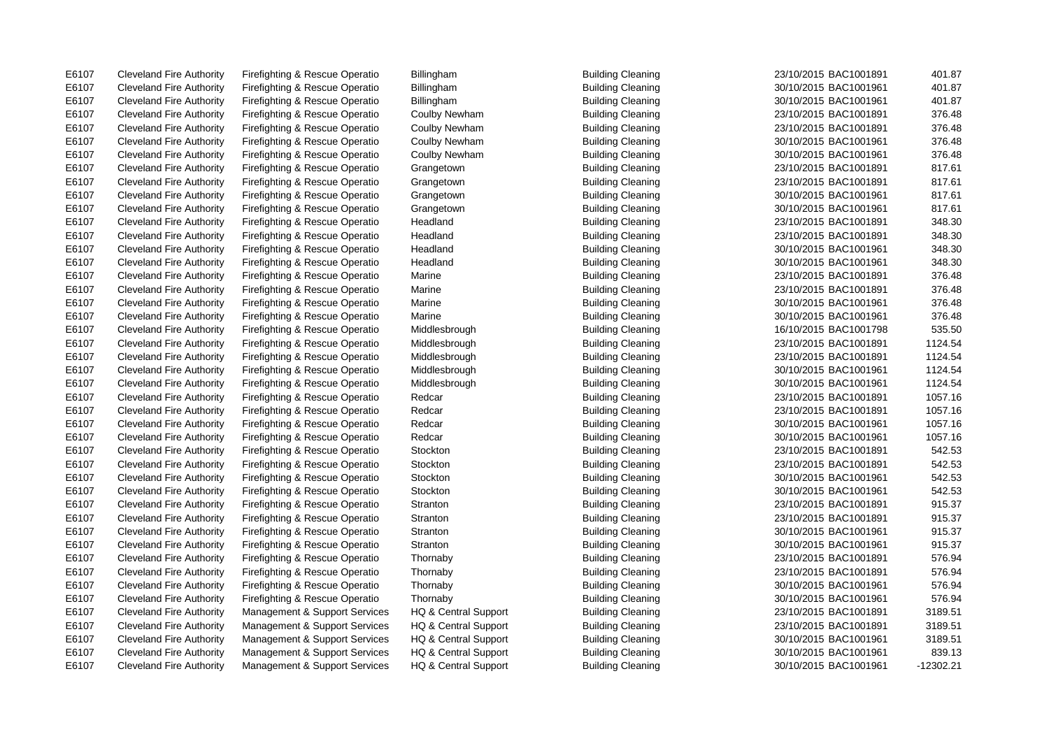| | | | | | | | |
|---|---|---|---|---|---|---|---|
| E6107 | Cleveland Fire Authority | Firefighting & Rescue Operatio | Billingham | Building Cleaning | 23/10/2015 | BAC1001891 | 401.87 |
| E6107 | Cleveland Fire Authority | Firefighting & Rescue Operatio | Billingham | Building Cleaning | 30/10/2015 | BAC1001961 | 401.87 |
| E6107 | Cleveland Fire Authority | Firefighting & Rescue Operatio | Billingham | Building Cleaning | 30/10/2015 | BAC1001961 | 401.87 |
| E6107 | Cleveland Fire Authority | Firefighting & Rescue Operatio | Coulby Newham | Building Cleaning | 23/10/2015 | BAC1001891 | 376.48 |
| E6107 | Cleveland Fire Authority | Firefighting & Rescue Operatio | Coulby Newham | Building Cleaning | 23/10/2015 | BAC1001891 | 376.48 |
| E6107 | Cleveland Fire Authority | Firefighting & Rescue Operatio | Coulby Newham | Building Cleaning | 30/10/2015 | BAC1001961 | 376.48 |
| E6107 | Cleveland Fire Authority | Firefighting & Rescue Operatio | Coulby Newham | Building Cleaning | 30/10/2015 | BAC1001961 | 376.48 |
| E6107 | Cleveland Fire Authority | Firefighting & Rescue Operatio | Grangetown | Building Cleaning | 23/10/2015 | BAC1001891 | 817.61 |
| E6107 | Cleveland Fire Authority | Firefighting & Rescue Operatio | Grangetown | Building Cleaning | 23/10/2015 | BAC1001891 | 817.61 |
| E6107 | Cleveland Fire Authority | Firefighting & Rescue Operatio | Grangetown | Building Cleaning | 30/10/2015 | BAC1001961 | 817.61 |
| E6107 | Cleveland Fire Authority | Firefighting & Rescue Operatio | Grangetown | Building Cleaning | 30/10/2015 | BAC1001961 | 817.61 |
| E6107 | Cleveland Fire Authority | Firefighting & Rescue Operatio | Headland | Building Cleaning | 23/10/2015 | BAC1001891 | 348.30 |
| E6107 | Cleveland Fire Authority | Firefighting & Rescue Operatio | Headland | Building Cleaning | 23/10/2015 | BAC1001891 | 348.30 |
| E6107 | Cleveland Fire Authority | Firefighting & Rescue Operatio | Headland | Building Cleaning | 30/10/2015 | BAC1001961 | 348.30 |
| E6107 | Cleveland Fire Authority | Firefighting & Rescue Operatio | Headland | Building Cleaning | 30/10/2015 | BAC1001961 | 348.30 |
| E6107 | Cleveland Fire Authority | Firefighting & Rescue Operatio | Marine | Building Cleaning | 23/10/2015 | BAC1001891 | 376.48 |
| E6107 | Cleveland Fire Authority | Firefighting & Rescue Operatio | Marine | Building Cleaning | 23/10/2015 | BAC1001891 | 376.48 |
| E6107 | Cleveland Fire Authority | Firefighting & Rescue Operatio | Marine | Building Cleaning | 30/10/2015 | BAC1001961 | 376.48 |
| E6107 | Cleveland Fire Authority | Firefighting & Rescue Operatio | Marine | Building Cleaning | 30/10/2015 | BAC1001961 | 376.48 |
| E6107 | Cleveland Fire Authority | Firefighting & Rescue Operatio | Middlesbrough | Building Cleaning | 16/10/2015 | BAC1001798 | 535.50 |
| E6107 | Cleveland Fire Authority | Firefighting & Rescue Operatio | Middlesbrough | Building Cleaning | 23/10/2015 | BAC1001891 | 1124.54 |
| E6107 | Cleveland Fire Authority | Firefighting & Rescue Operatio | Middlesbrough | Building Cleaning | 23/10/2015 | BAC1001891 | 1124.54 |
| E6107 | Cleveland Fire Authority | Firefighting & Rescue Operatio | Middlesbrough | Building Cleaning | 30/10/2015 | BAC1001961 | 1124.54 |
| E6107 | Cleveland Fire Authority | Firefighting & Rescue Operatio | Middlesbrough | Building Cleaning | 30/10/2015 | BAC1001961 | 1124.54 |
| E6107 | Cleveland Fire Authority | Firefighting & Rescue Operatio | Redcar | Building Cleaning | 23/10/2015 | BAC1001891 | 1057.16 |
| E6107 | Cleveland Fire Authority | Firefighting & Rescue Operatio | Redcar | Building Cleaning | 23/10/2015 | BAC1001891 | 1057.16 |
| E6107 | Cleveland Fire Authority | Firefighting & Rescue Operatio | Redcar | Building Cleaning | 30/10/2015 | BAC1001961 | 1057.16 |
| E6107 | Cleveland Fire Authority | Firefighting & Rescue Operatio | Redcar | Building Cleaning | 30/10/2015 | BAC1001961 | 1057.16 |
| E6107 | Cleveland Fire Authority | Firefighting & Rescue Operatio | Stockton | Building Cleaning | 23/10/2015 | BAC1001891 | 542.53 |
| E6107 | Cleveland Fire Authority | Firefighting & Rescue Operatio | Stockton | Building Cleaning | 23/10/2015 | BAC1001891 | 542.53 |
| E6107 | Cleveland Fire Authority | Firefighting & Rescue Operatio | Stockton | Building Cleaning | 30/10/2015 | BAC1001961 | 542.53 |
| E6107 | Cleveland Fire Authority | Firefighting & Rescue Operatio | Stockton | Building Cleaning | 30/10/2015 | BAC1001961 | 542.53 |
| E6107 | Cleveland Fire Authority | Firefighting & Rescue Operatio | Stranton | Building Cleaning | 23/10/2015 | BAC1001891 | 915.37 |
| E6107 | Cleveland Fire Authority | Firefighting & Rescue Operatio | Stranton | Building Cleaning | 23/10/2015 | BAC1001891 | 915.37 |
| E6107 | Cleveland Fire Authority | Firefighting & Rescue Operatio | Stranton | Building Cleaning | 30/10/2015 | BAC1001961 | 915.37 |
| E6107 | Cleveland Fire Authority | Firefighting & Rescue Operatio | Stranton | Building Cleaning | 30/10/2015 | BAC1001961 | 915.37 |
| E6107 | Cleveland Fire Authority | Firefighting & Rescue Operatio | Thornaby | Building Cleaning | 23/10/2015 | BAC1001891 | 576.94 |
| E6107 | Cleveland Fire Authority | Firefighting & Rescue Operatio | Thornaby | Building Cleaning | 23/10/2015 | BAC1001891 | 576.94 |
| E6107 | Cleveland Fire Authority | Firefighting & Rescue Operatio | Thornaby | Building Cleaning | 30/10/2015 | BAC1001961 | 576.94 |
| E6107 | Cleveland Fire Authority | Firefighting & Rescue Operatio | Thornaby | Building Cleaning | 30/10/2015 | BAC1001961 | 576.94 |
| E6107 | Cleveland Fire Authority | Management & Support Services | HQ & Central Support | Building Cleaning | 23/10/2015 | BAC1001891 | 3189.51 |
| E6107 | Cleveland Fire Authority | Management & Support Services | HQ & Central Support | Building Cleaning | 23/10/2015 | BAC1001891 | 3189.51 |
| E6107 | Cleveland Fire Authority | Management & Support Services | HQ & Central Support | Building Cleaning | 30/10/2015 | BAC1001961 | 3189.51 |
| E6107 | Cleveland Fire Authority | Management & Support Services | HQ & Central Support | Building Cleaning | 30/10/2015 | BAC1001961 | 839.13 |
| E6107 | Cleveland Fire Authority | Management & Support Services | HQ & Central Support | Building Cleaning | 30/10/2015 | BAC1001961 | -12302.21 |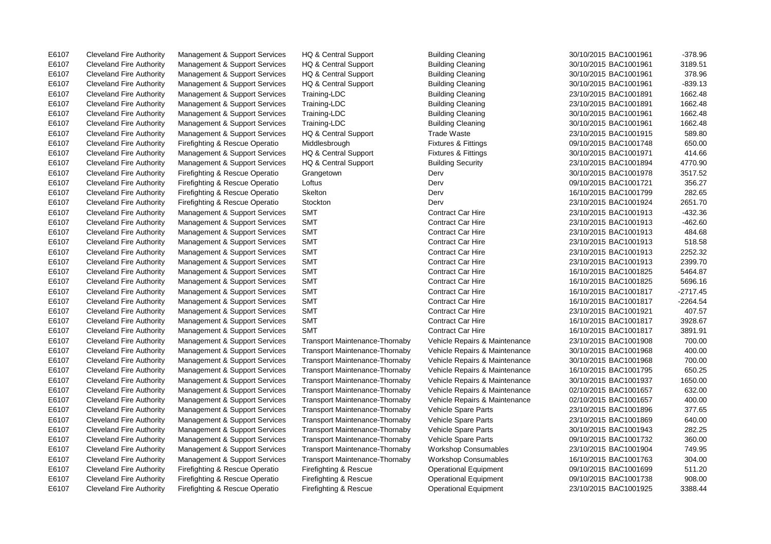| | | | | | | | |
|---|---|---|---|---|---|---|---|
| E6107 | Cleveland Fire Authority | Management & Support Services | HQ & Central Support | Building Cleaning | 30/10/2015 | BAC1001961 | -378.96 |
| E6107 | Cleveland Fire Authority | Management & Support Services | HQ & Central Support | Building Cleaning | 30/10/2015 | BAC1001961 | 3189.51 |
| E6107 | Cleveland Fire Authority | Management & Support Services | HQ & Central Support | Building Cleaning | 30/10/2015 | BAC1001961 | 378.96 |
| E6107 | Cleveland Fire Authority | Management & Support Services | HQ & Central Support | Building Cleaning | 30/10/2015 | BAC1001961 | -839.13 |
| E6107 | Cleveland Fire Authority | Management & Support Services | Training-LDC | Building Cleaning | 23/10/2015 | BAC1001891 | 1662.48 |
| E6107 | Cleveland Fire Authority | Management & Support Services | Training-LDC | Building Cleaning | 23/10/2015 | BAC1001891 | 1662.48 |
| E6107 | Cleveland Fire Authority | Management & Support Services | Training-LDC | Building Cleaning | 30/10/2015 | BAC1001961 | 1662.48 |
| E6107 | Cleveland Fire Authority | Management & Support Services | Training-LDC | Building Cleaning | 30/10/2015 | BAC1001961 | 1662.48 |
| E6107 | Cleveland Fire Authority | Management & Support Services | HQ & Central Support | Trade Waste | 23/10/2015 | BAC1001915 | 589.80 |
| E6107 | Cleveland Fire Authority | Firefighting & Rescue Operatio | Middlesbrough | Fixtures & Fittings | 09/10/2015 | BAC1001748 | 650.00 |
| E6107 | Cleveland Fire Authority | Management & Support Services | HQ & Central Support | Fixtures & Fittings | 30/10/2015 | BAC1001971 | 414.66 |
| E6107 | Cleveland Fire Authority | Management & Support Services | HQ & Central Support | Building Security | 23/10/2015 | BAC1001894 | 4770.90 |
| E6107 | Cleveland Fire Authority | Firefighting & Rescue Operatio | Grangetown | Derv | 30/10/2015 | BAC1001978 | 3517.52 |
| E6107 | Cleveland Fire Authority | Firefighting & Rescue Operatio | Loftus | Derv | 09/10/2015 | BAC1001721 | 356.27 |
| E6107 | Cleveland Fire Authority | Firefighting & Rescue Operatio | Skelton | Derv | 16/10/2015 | BAC1001799 | 282.65 |
| E6107 | Cleveland Fire Authority | Firefighting & Rescue Operatio | Stockton | Derv | 23/10/2015 | BAC1001924 | 2651.70 |
| E6107 | Cleveland Fire Authority | Management & Support Services | SMT | Contract Car Hire | 23/10/2015 | BAC1001913 | -432.36 |
| E6107 | Cleveland Fire Authority | Management & Support Services | SMT | Contract Car Hire | 23/10/2015 | BAC1001913 | -462.60 |
| E6107 | Cleveland Fire Authority | Management & Support Services | SMT | Contract Car Hire | 23/10/2015 | BAC1001913 | 484.68 |
| E6107 | Cleveland Fire Authority | Management & Support Services | SMT | Contract Car Hire | 23/10/2015 | BAC1001913 | 518.58 |
| E6107 | Cleveland Fire Authority | Management & Support Services | SMT | Contract Car Hire | 23/10/2015 | BAC1001913 | 2252.32 |
| E6107 | Cleveland Fire Authority | Management & Support Services | SMT | Contract Car Hire | 23/10/2015 | BAC1001913 | 2399.70 |
| E6107 | Cleveland Fire Authority | Management & Support Services | SMT | Contract Car Hire | 16/10/2015 | BAC1001825 | 5464.87 |
| E6107 | Cleveland Fire Authority | Management & Support Services | SMT | Contract Car Hire | 16/10/2015 | BAC1001825 | 5696.16 |
| E6107 | Cleveland Fire Authority | Management & Support Services | SMT | Contract Car Hire | 16/10/2015 | BAC1001817 | -2717.45 |
| E6107 | Cleveland Fire Authority | Management & Support Services | SMT | Contract Car Hire | 16/10/2015 | BAC1001817 | -2264.54 |
| E6107 | Cleveland Fire Authority | Management & Support Services | SMT | Contract Car Hire | 23/10/2015 | BAC1001921 | 407.57 |
| E6107 | Cleveland Fire Authority | Management & Support Services | SMT | Contract Car Hire | 16/10/2015 | BAC1001817 | 3928.67 |
| E6107 | Cleveland Fire Authority | Management & Support Services | SMT | Contract Car Hire | 16/10/2015 | BAC1001817 | 3891.91 |
| E6107 | Cleveland Fire Authority | Management & Support Services | Transport Maintenance-Thornaby | Vehicle Repairs & Maintenance | 23/10/2015 | BAC1001908 | 700.00 |
| E6107 | Cleveland Fire Authority | Management & Support Services | Transport Maintenance-Thornaby | Vehicle Repairs & Maintenance | 30/10/2015 | BAC1001968 | 400.00 |
| E6107 | Cleveland Fire Authority | Management & Support Services | Transport Maintenance-Thornaby | Vehicle Repairs & Maintenance | 30/10/2015 | BAC1001968 | 700.00 |
| E6107 | Cleveland Fire Authority | Management & Support Services | Transport Maintenance-Thornaby | Vehicle Repairs & Maintenance | 16/10/2015 | BAC1001795 | 650.25 |
| E6107 | Cleveland Fire Authority | Management & Support Services | Transport Maintenance-Thornaby | Vehicle Repairs & Maintenance | 30/10/2015 | BAC1001937 | 1650.00 |
| E6107 | Cleveland Fire Authority | Management & Support Services | Transport Maintenance-Thornaby | Vehicle Repairs & Maintenance | 02/10/2015 | BAC1001657 | 632.00 |
| E6107 | Cleveland Fire Authority | Management & Support Services | Transport Maintenance-Thornaby | Vehicle Repairs & Maintenance | 02/10/2015 | BAC1001657 | 400.00 |
| E6107 | Cleveland Fire Authority | Management & Support Services | Transport Maintenance-Thornaby | Vehicle Spare Parts | 23/10/2015 | BAC1001896 | 377.65 |
| E6107 | Cleveland Fire Authority | Management & Support Services | Transport Maintenance-Thornaby | Vehicle Spare Parts | 23/10/2015 | BAC1001869 | 640.00 |
| E6107 | Cleveland Fire Authority | Management & Support Services | Transport Maintenance-Thornaby | Vehicle Spare Parts | 30/10/2015 | BAC1001943 | 282.25 |
| E6107 | Cleveland Fire Authority | Management & Support Services | Transport Maintenance-Thornaby | Vehicle Spare Parts | 09/10/2015 | BAC1001732 | 360.00 |
| E6107 | Cleveland Fire Authority | Management & Support Services | Transport Maintenance-Thornaby | Workshop Consumables | 23/10/2015 | BAC1001904 | 749.95 |
| E6107 | Cleveland Fire Authority | Management & Support Services | Transport Maintenance-Thornaby | Workshop Consumables | 16/10/2015 | BAC1001763 | 304.00 |
| E6107 | Cleveland Fire Authority | Firefighting & Rescue Operatio | Firefighting & Rescue | Operational Equipment | 09/10/2015 | BAC1001699 | 511.20 |
| E6107 | Cleveland Fire Authority | Firefighting & Rescue Operatio | Firefighting & Rescue | Operational Equipment | 09/10/2015 | BAC1001738 | 908.00 |
| E6107 | Cleveland Fire Authority | Firefighting & Rescue Operatio | Firefighting & Rescue | Operational Equipment | 23/10/2015 | BAC1001925 | 3388.44 |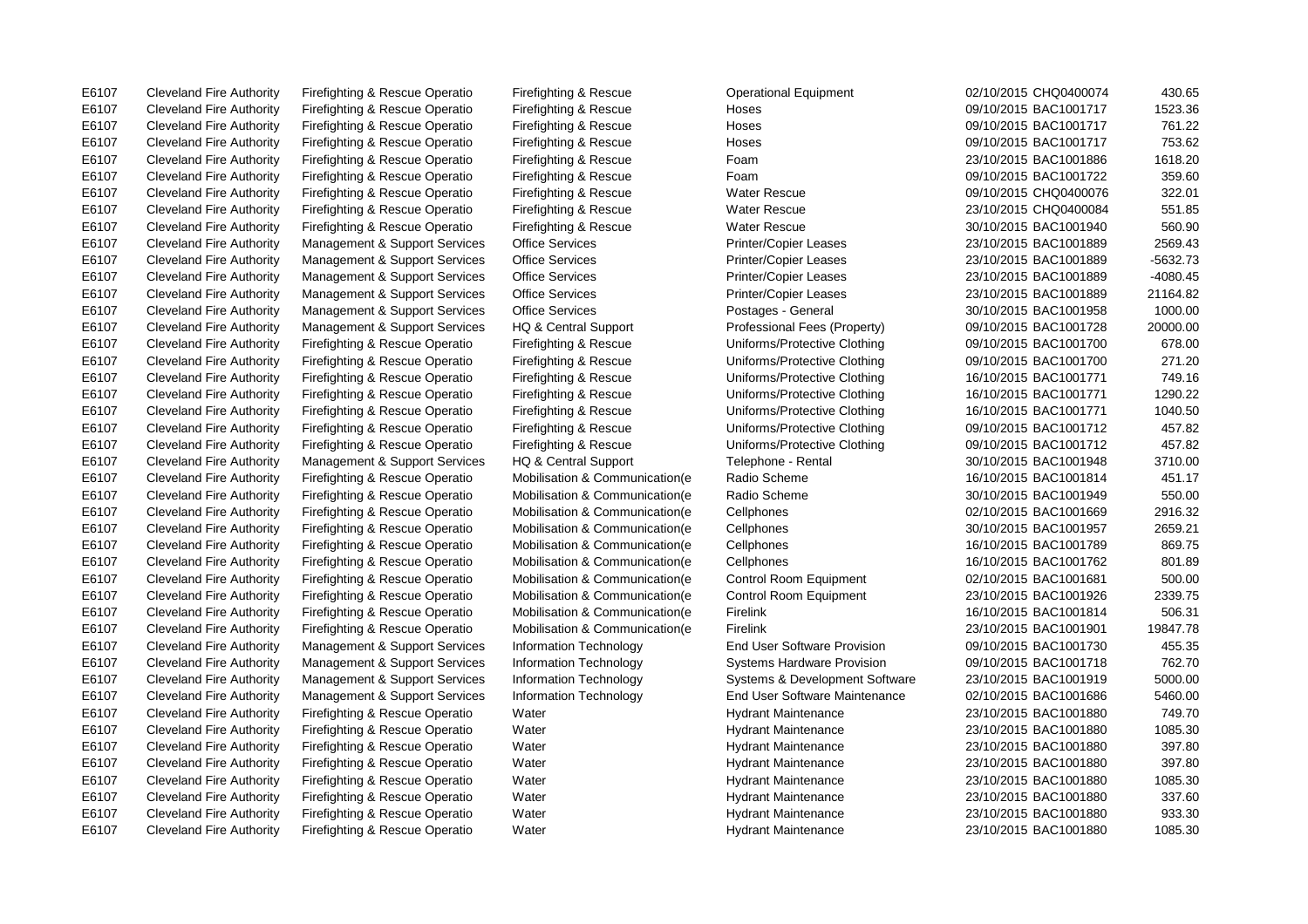| | | | | | | | | |
|---|---|---|---|---|---|---|---|---|
| E6107 | Cleveland Fire Authority | Firefighting & Rescue Operatio | Firefighting & Rescue | Operational Equipment | 02/10/2015 | CHQ0400074 | 430.65 |
| E6107 | Cleveland Fire Authority | Firefighting & Rescue Operatio | Firefighting & Rescue | Hoses | 09/10/2015 | BAC1001717 | 1523.36 |
| E6107 | Cleveland Fire Authority | Firefighting & Rescue Operatio | Firefighting & Rescue | Hoses | 09/10/2015 | BAC1001717 | 761.22 |
| E6107 | Cleveland Fire Authority | Firefighting & Rescue Operatio | Firefighting & Rescue | Hoses | 09/10/2015 | BAC1001717 | 753.62 |
| E6107 | Cleveland Fire Authority | Firefighting & Rescue Operatio | Firefighting & Rescue | Foam | 23/10/2015 | BAC1001886 | 1618.20 |
| E6107 | Cleveland Fire Authority | Firefighting & Rescue Operatio | Firefighting & Rescue | Foam | 09/10/2015 | BAC1001722 | 359.60 |
| E6107 | Cleveland Fire Authority | Firefighting & Rescue Operatio | Firefighting & Rescue | Water Rescue | 09/10/2015 | CHQ0400076 | 322.01 |
| E6107 | Cleveland Fire Authority | Firefighting & Rescue Operatio | Firefighting & Rescue | Water Rescue | 23/10/2015 | CHQ0400084 | 551.85 |
| E6107 | Cleveland Fire Authority | Firefighting & Rescue Operatio | Firefighting & Rescue | Water Rescue | 30/10/2015 | BAC1001940 | 560.90 |
| E6107 | Cleveland Fire Authority | Management & Support Services | Office Services | Printer/Copier Leases | 23/10/2015 | BAC1001889 | 2569.43 |
| E6107 | Cleveland Fire Authority | Management & Support Services | Office Services | Printer/Copier Leases | 23/10/2015 | BAC1001889 | -5632.73 |
| E6107 | Cleveland Fire Authority | Management & Support Services | Office Services | Printer/Copier Leases | 23/10/2015 | BAC1001889 | -4080.45 |
| E6107 | Cleveland Fire Authority | Management & Support Services | Office Services | Printer/Copier Leases | 23/10/2015 | BAC1001889 | 21164.82 |
| E6107 | Cleveland Fire Authority | Management & Support Services | Office Services | Postages - General | 30/10/2015 | BAC1001958 | 1000.00 |
| E6107 | Cleveland Fire Authority | Management & Support Services | HQ & Central Support | Professional Fees (Property) | 09/10/2015 | BAC1001728 | 20000.00 |
| E6107 | Cleveland Fire Authority | Firefighting & Rescue Operatio | Firefighting & Rescue | Uniforms/Protective Clothing | 09/10/2015 | BAC1001700 | 678.00 |
| E6107 | Cleveland Fire Authority | Firefighting & Rescue Operatio | Firefighting & Rescue | Uniforms/Protective Clothing | 09/10/2015 | BAC1001700 | 271.20 |
| E6107 | Cleveland Fire Authority | Firefighting & Rescue Operatio | Firefighting & Rescue | Uniforms/Protective Clothing | 16/10/2015 | BAC1001771 | 749.16 |
| E6107 | Cleveland Fire Authority | Firefighting & Rescue Operatio | Firefighting & Rescue | Uniforms/Protective Clothing | 16/10/2015 | BAC1001771 | 1290.22 |
| E6107 | Cleveland Fire Authority | Firefighting & Rescue Operatio | Firefighting & Rescue | Uniforms/Protective Clothing | 16/10/2015 | BAC1001771 | 1040.50 |
| E6107 | Cleveland Fire Authority | Firefighting & Rescue Operatio | Firefighting & Rescue | Uniforms/Protective Clothing | 09/10/2015 | BAC1001712 | 457.82 |
| E6107 | Cleveland Fire Authority | Firefighting & Rescue Operatio | Firefighting & Rescue | Uniforms/Protective Clothing | 09/10/2015 | BAC1001712 | 457.82 |
| E6107 | Cleveland Fire Authority | Management & Support Services | HQ & Central Support | Telephone - Rental | 30/10/2015 | BAC1001948 | 3710.00 |
| E6107 | Cleveland Fire Authority | Firefighting & Rescue Operatio | Mobilisation & Communication(e | Radio Scheme | 16/10/2015 | BAC1001814 | 451.17 |
| E6107 | Cleveland Fire Authority | Firefighting & Rescue Operatio | Mobilisation & Communication(e | Radio Scheme | 30/10/2015 | BAC1001949 | 550.00 |
| E6107 | Cleveland Fire Authority | Firefighting & Rescue Operatio | Mobilisation & Communication(e | Cellphones | 02/10/2015 | BAC1001669 | 2916.32 |
| E6107 | Cleveland Fire Authority | Firefighting & Rescue Operatio | Mobilisation & Communication(e | Cellphones | 30/10/2015 | BAC1001957 | 2659.21 |
| E6107 | Cleveland Fire Authority | Firefighting & Rescue Operatio | Mobilisation & Communication(e | Cellphones | 16/10/2015 | BAC1001789 | 869.75 |
| E6107 | Cleveland Fire Authority | Firefighting & Rescue Operatio | Mobilisation & Communication(e | Cellphones | 16/10/2015 | BAC1001762 | 801.89 |
| E6107 | Cleveland Fire Authority | Firefighting & Rescue Operatio | Mobilisation & Communication(e | Control Room Equipment | 02/10/2015 | BAC1001681 | 500.00 |
| E6107 | Cleveland Fire Authority | Firefighting & Rescue Operatio | Mobilisation & Communication(e | Control Room Equipment | 23/10/2015 | BAC1001926 | 2339.75 |
| E6107 | Cleveland Fire Authority | Firefighting & Rescue Operatio | Mobilisation & Communication(e | Firelink | 16/10/2015 | BAC1001814 | 506.31 |
| E6107 | Cleveland Fire Authority | Firefighting & Rescue Operatio | Mobilisation & Communication(e | Firelink | 23/10/2015 | BAC1001901 | 19847.78 |
| E6107 | Cleveland Fire Authority | Management & Support Services | Information Technology | End User Software Provision | 09/10/2015 | BAC1001730 | 455.35 |
| E6107 | Cleveland Fire Authority | Management & Support Services | Information Technology | Systems Hardware Provision | 09/10/2015 | BAC1001718 | 762.70 |
| E6107 | Cleveland Fire Authority | Management & Support Services | Information Technology | Systems & Development Software | 23/10/2015 | BAC1001919 | 5000.00 |
| E6107 | Cleveland Fire Authority | Management & Support Services | Information Technology | End User Software Maintenance | 02/10/2015 | BAC1001686 | 5460.00 |
| E6107 | Cleveland Fire Authority | Firefighting & Rescue Operatio | Water | Hydrant Maintenance | 23/10/2015 | BAC1001880 | 749.70 |
| E6107 | Cleveland Fire Authority | Firefighting & Rescue Operatio | Water | Hydrant Maintenance | 23/10/2015 | BAC1001880 | 1085.30 |
| E6107 | Cleveland Fire Authority | Firefighting & Rescue Operatio | Water | Hydrant Maintenance | 23/10/2015 | BAC1001880 | 397.80 |
| E6107 | Cleveland Fire Authority | Firefighting & Rescue Operatio | Water | Hydrant Maintenance | 23/10/2015 | BAC1001880 | 397.80 |
| E6107 | Cleveland Fire Authority | Firefighting & Rescue Operatio | Water | Hydrant Maintenance | 23/10/2015 | BAC1001880 | 1085.30 |
| E6107 | Cleveland Fire Authority | Firefighting & Rescue Operatio | Water | Hydrant Maintenance | 23/10/2015 | BAC1001880 | 337.60 |
| E6107 | Cleveland Fire Authority | Firefighting & Rescue Operatio | Water | Hydrant Maintenance | 23/10/2015 | BAC1001880 | 933.30 |
| E6107 | Cleveland Fire Authority | Firefighting & Rescue Operatio | Water | Hydrant Maintenance | 23/10/2015 | BAC1001880 | 1085.30 |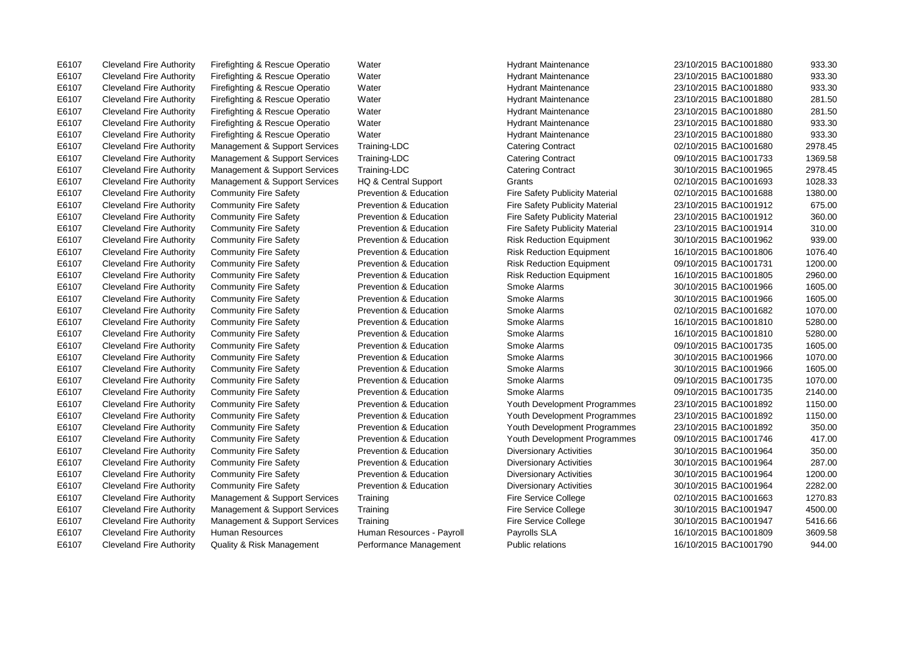| | | | | | | | |
|---|---|---|---|---|---|---|---|
| E6107 | Cleveland Fire Authority | Firefighting & Rescue Operatio | Water | Hydrant Maintenance | 23/10/2015 | BAC1001880 | 933.30 |
| E6107 | Cleveland Fire Authority | Firefighting & Rescue Operatio | Water | Hydrant Maintenance | 23/10/2015 | BAC1001880 | 933.30 |
| E6107 | Cleveland Fire Authority | Firefighting & Rescue Operatio | Water | Hydrant Maintenance | 23/10/2015 | BAC1001880 | 933.30 |
| E6107 | Cleveland Fire Authority | Firefighting & Rescue Operatio | Water | Hydrant Maintenance | 23/10/2015 | BAC1001880 | 281.50 |
| E6107 | Cleveland Fire Authority | Firefighting & Rescue Operatio | Water | Hydrant Maintenance | 23/10/2015 | BAC1001880 | 281.50 |
| E6107 | Cleveland Fire Authority | Firefighting & Rescue Operatio | Water | Hydrant Maintenance | 23/10/2015 | BAC1001880 | 933.30 |
| E6107 | Cleveland Fire Authority | Firefighting & Rescue Operatio | Water | Hydrant Maintenance | 23/10/2015 | BAC1001880 | 933.30 |
| E6107 | Cleveland Fire Authority | Management & Support Services | Training-LDC | Catering Contract | 02/10/2015 | BAC1001680 | 2978.45 |
| E6107 | Cleveland Fire Authority | Management & Support Services | Training-LDC | Catering Contract | 09/10/2015 | BAC1001733 | 1369.58 |
| E6107 | Cleveland Fire Authority | Management & Support Services | Training-LDC | Catering Contract | 30/10/2015 | BAC1001965 | 2978.45 |
| E6107 | Cleveland Fire Authority | Management & Support Services | HQ & Central Support | Grants | 02/10/2015 | BAC1001693 | 1028.33 |
| E6107 | Cleveland Fire Authority | Community Fire Safety | Prevention & Education | Fire Safety Publicity Material | 02/10/2015 | BAC1001688 | 1380.00 |
| E6107 | Cleveland Fire Authority | Community Fire Safety | Prevention & Education | Fire Safety Publicity Material | 23/10/2015 | BAC1001912 | 675.00 |
| E6107 | Cleveland Fire Authority | Community Fire Safety | Prevention & Education | Fire Safety Publicity Material | 23/10/2015 | BAC1001912 | 360.00 |
| E6107 | Cleveland Fire Authority | Community Fire Safety | Prevention & Education | Fire Safety Publicity Material | 23/10/2015 | BAC1001914 | 310.00 |
| E6107 | Cleveland Fire Authority | Community Fire Safety | Prevention & Education | Risk Reduction Equipment | 30/10/2015 | BAC1001962 | 939.00 |
| E6107 | Cleveland Fire Authority | Community Fire Safety | Prevention & Education | Risk Reduction Equipment | 16/10/2015 | BAC1001806 | 1076.40 |
| E6107 | Cleveland Fire Authority | Community Fire Safety | Prevention & Education | Risk Reduction Equipment | 09/10/2015 | BAC1001731 | 1200.00 |
| E6107 | Cleveland Fire Authority | Community Fire Safety | Prevention & Education | Risk Reduction Equipment | 16/10/2015 | BAC1001805 | 2960.00 |
| E6107 | Cleveland Fire Authority | Community Fire Safety | Prevention & Education | Smoke Alarms | 30/10/2015 | BAC1001966 | 1605.00 |
| E6107 | Cleveland Fire Authority | Community Fire Safety | Prevention & Education | Smoke Alarms | 30/10/2015 | BAC1001966 | 1605.00 |
| E6107 | Cleveland Fire Authority | Community Fire Safety | Prevention & Education | Smoke Alarms | 02/10/2015 | BAC1001682 | 1070.00 |
| E6107 | Cleveland Fire Authority | Community Fire Safety | Prevention & Education | Smoke Alarms | 16/10/2015 | BAC1001810 | 5280.00 |
| E6107 | Cleveland Fire Authority | Community Fire Safety | Prevention & Education | Smoke Alarms | 16/10/2015 | BAC1001810 | 5280.00 |
| E6107 | Cleveland Fire Authority | Community Fire Safety | Prevention & Education | Smoke Alarms | 09/10/2015 | BAC1001735 | 1605.00 |
| E6107 | Cleveland Fire Authority | Community Fire Safety | Prevention & Education | Smoke Alarms | 30/10/2015 | BAC1001966 | 1070.00 |
| E6107 | Cleveland Fire Authority | Community Fire Safety | Prevention & Education | Smoke Alarms | 30/10/2015 | BAC1001966 | 1605.00 |
| E6107 | Cleveland Fire Authority | Community Fire Safety | Prevention & Education | Smoke Alarms | 09/10/2015 | BAC1001735 | 1070.00 |
| E6107 | Cleveland Fire Authority | Community Fire Safety | Prevention & Education | Smoke Alarms | 09/10/2015 | BAC1001735 | 2140.00 |
| E6107 | Cleveland Fire Authority | Community Fire Safety | Prevention & Education | Youth Development Programmes | 23/10/2015 | BAC1001892 | 1150.00 |
| E6107 | Cleveland Fire Authority | Community Fire Safety | Prevention & Education | Youth Development Programmes | 23/10/2015 | BAC1001892 | 1150.00 |
| E6107 | Cleveland Fire Authority | Community Fire Safety | Prevention & Education | Youth Development Programmes | 23/10/2015 | BAC1001892 | 350.00 |
| E6107 | Cleveland Fire Authority | Community Fire Safety | Prevention & Education | Youth Development Programmes | 09/10/2015 | BAC1001746 | 417.00 |
| E6107 | Cleveland Fire Authority | Community Fire Safety | Prevention & Education | Diversionary Activities | 30/10/2015 | BAC1001964 | 350.00 |
| E6107 | Cleveland Fire Authority | Community Fire Safety | Prevention & Education | Diversionary Activities | 30/10/2015 | BAC1001964 | 287.00 |
| E6107 | Cleveland Fire Authority | Community Fire Safety | Prevention & Education | Diversionary Activities | 30/10/2015 | BAC1001964 | 1200.00 |
| E6107 | Cleveland Fire Authority | Community Fire Safety | Prevention & Education | Diversionary Activities | 30/10/2015 | BAC1001964 | 2282.00 |
| E6107 | Cleveland Fire Authority | Management & Support Services | Training | Fire Service College | 02/10/2015 | BAC1001663 | 1270.83 |
| E6107 | Cleveland Fire Authority | Management & Support Services | Training | Fire Service College | 30/10/2015 | BAC1001947 | 4500.00 |
| E6107 | Cleveland Fire Authority | Management & Support Services | Training | Fire Service College | 30/10/2015 | BAC1001947 | 5416.66 |
| E6107 | Cleveland Fire Authority | Human Resources | Human Resources - Payroll | Payrolls SLA | 16/10/2015 | BAC1001809 | 3609.58 |
| E6107 | Cleveland Fire Authority | Quality & Risk Management | Performance Management | Public relations | 16/10/2015 | BAC1001790 | 944.00 |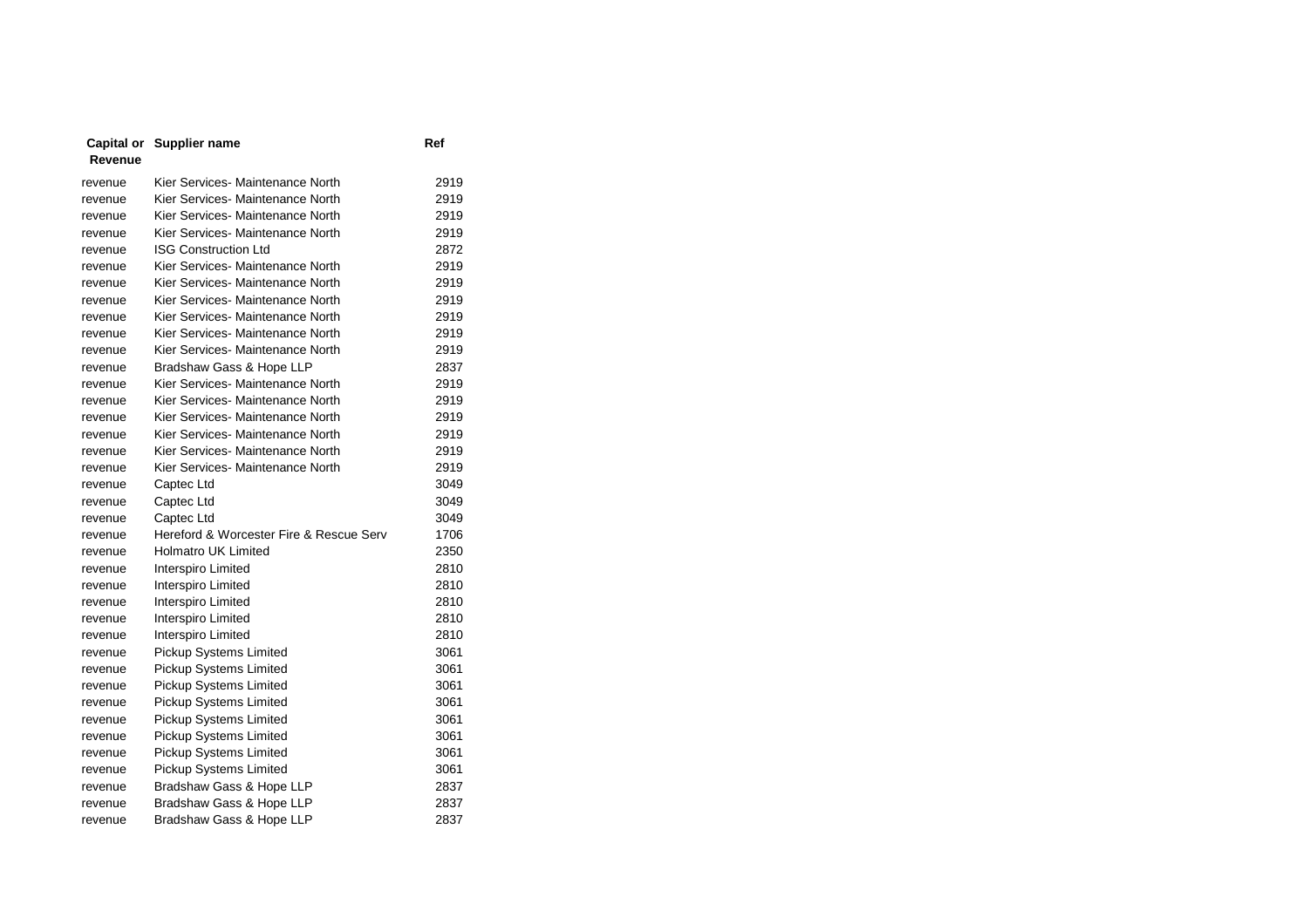| Capital or Revenue | Supplier name | Ref |
|---|---|---|
| revenue | Kier Services- Maintenance North | 2919 |
| revenue | Kier Services- Maintenance North | 2919 |
| revenue | Kier Services- Maintenance North | 2919 |
| revenue | Kier Services- Maintenance North | 2919 |
| revenue | ISG Construction Ltd | 2872 |
| revenue | Kier Services- Maintenance North | 2919 |
| revenue | Kier Services- Maintenance North | 2919 |
| revenue | Kier Services- Maintenance North | 2919 |
| revenue | Kier Services- Maintenance North | 2919 |
| revenue | Kier Services- Maintenance North | 2919 |
| revenue | Kier Services- Maintenance North | 2919 |
| revenue | Bradshaw Gass & Hope LLP | 2837 |
| revenue | Kier Services- Maintenance North | 2919 |
| revenue | Kier Services- Maintenance North | 2919 |
| revenue | Kier Services- Maintenance North | 2919 |
| revenue | Kier Services- Maintenance North | 2919 |
| revenue | Kier Services- Maintenance North | 2919 |
| revenue | Kier Services- Maintenance North | 2919 |
| revenue | Captec Ltd | 3049 |
| revenue | Captec Ltd | 3049 |
| revenue | Captec Ltd | 3049 |
| revenue | Hereford & Worcester Fire & Rescue Serv | 1706 |
| revenue | Holmatro UK Limited | 2350 |
| revenue | Interspiro Limited | 2810 |
| revenue | Interspiro Limited | 2810 |
| revenue | Interspiro Limited | 2810 |
| revenue | Interspiro Limited | 2810 |
| revenue | Interspiro Limited | 2810 |
| revenue | Pickup Systems Limited | 3061 |
| revenue | Pickup Systems Limited | 3061 |
| revenue | Pickup Systems Limited | 3061 |
| revenue | Pickup Systems Limited | 3061 |
| revenue | Pickup Systems Limited | 3061 |
| revenue | Pickup Systems Limited | 3061 |
| revenue | Pickup Systems Limited | 3061 |
| revenue | Pickup Systems Limited | 3061 |
| revenue | Bradshaw Gass & Hope LLP | 2837 |
| revenue | Bradshaw Gass & Hope LLP | 2837 |
| revenue | Bradshaw Gass & Hope LLP | 2837 |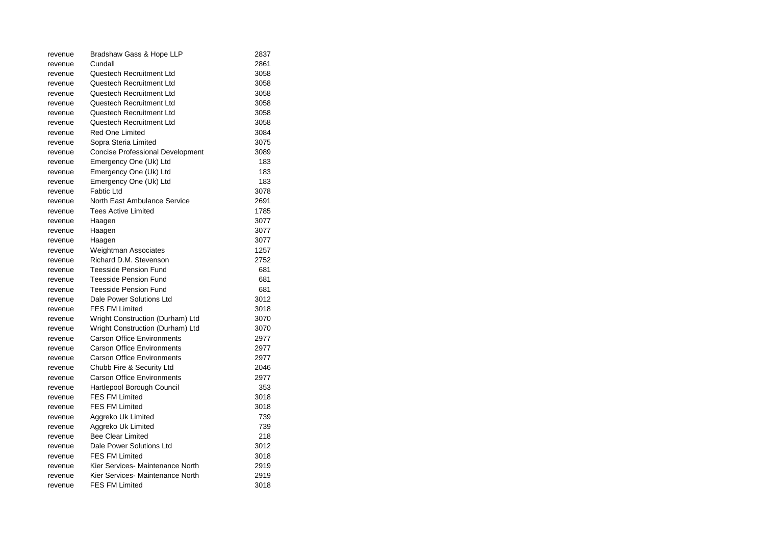| | | |
|---|---|---|
| revenue | Bradshaw Gass & Hope LLP | 2837 |
| revenue | Cundall | 2861 |
| revenue | Questech Recruitment Ltd | 3058 |
| revenue | Questech Recruitment Ltd | 3058 |
| revenue | Questech Recruitment Ltd | 3058 |
| revenue | Questech Recruitment Ltd | 3058 |
| revenue | Questech Recruitment Ltd | 3058 |
| revenue | Questech Recruitment Ltd | 3058 |
| revenue | Red One Limited | 3084 |
| revenue | Sopra Steria Limited | 3075 |
| revenue | Concise Professional Development | 3089 |
| revenue | Emergency One (Uk) Ltd | 183 |
| revenue | Emergency One (Uk) Ltd | 183 |
| revenue | Emergency One (Uk) Ltd | 183 |
| revenue | Fabtic Ltd | 3078 |
| revenue | North East Ambulance Service | 2691 |
| revenue | Tees Active Limited | 1785 |
| revenue | Haagen | 3077 |
| revenue | Haagen | 3077 |
| revenue | Haagen | 3077 |
| revenue | Weightman Associates | 1257 |
| revenue | Richard D.M. Stevenson | 2752 |
| revenue | Teesside Pension Fund | 681 |
| revenue | Teesside Pension Fund | 681 |
| revenue | Teesside Pension Fund | 681 |
| revenue | Dale Power Solutions Ltd | 3012 |
| revenue | FES FM Limited | 3018 |
| revenue | Wright Construction (Durham) Ltd | 3070 |
| revenue | Wright Construction (Durham) Ltd | 3070 |
| revenue | Carson Office Environments | 2977 |
| revenue | Carson Office Environments | 2977 |
| revenue | Carson Office Environments | 2977 |
| revenue | Chubb Fire & Security Ltd | 2046 |
| revenue | Carson Office Environments | 2977 |
| revenue | Hartlepool Borough Council | 353 |
| revenue | FES FM Limited | 3018 |
| revenue | FES FM Limited | 3018 |
| revenue | Aggreko Uk Limited | 739 |
| revenue | Aggreko Uk Limited | 739 |
| revenue | Bee Clear Limited | 218 |
| revenue | Dale Power Solutions Ltd | 3012 |
| revenue | FES FM Limited | 3018 |
| revenue | Kier Services- Maintenance North | 2919 |
| revenue | Kier Services- Maintenance North | 2919 |
| revenue | FES FM Limited | 3018 |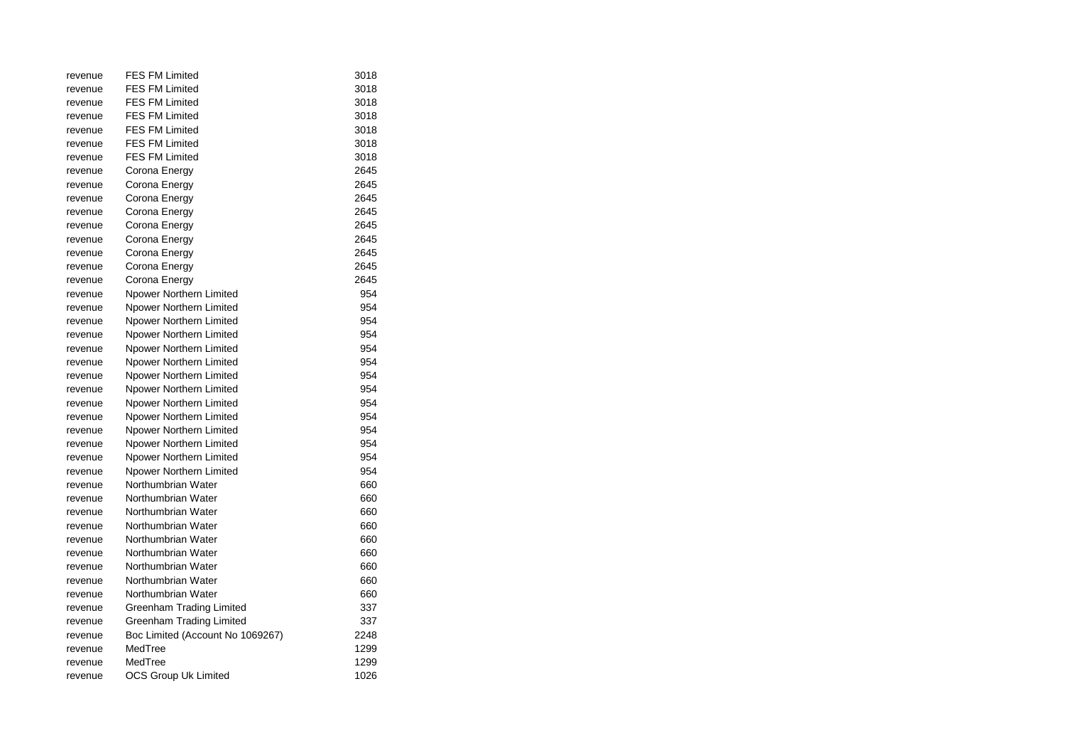| | | |
|---|---|---|
| revenue | FES FM Limited | 3018 |
| revenue | FES FM Limited | 3018 |
| revenue | FES FM Limited | 3018 |
| revenue | FES FM Limited | 3018 |
| revenue | FES FM Limited | 3018 |
| revenue | FES FM Limited | 3018 |
| revenue | FES FM Limited | 3018 |
| revenue | Corona Energy | 2645 |
| revenue | Corona Energy | 2645 |
| revenue | Corona Energy | 2645 |
| revenue | Corona Energy | 2645 |
| revenue | Corona Energy | 2645 |
| revenue | Corona Energy | 2645 |
| revenue | Corona Energy | 2645 |
| revenue | Corona Energy | 2645 |
| revenue | Corona Energy | 2645 |
| revenue | Npower Northern Limited | 954 |
| revenue | Npower Northern Limited | 954 |
| revenue | Npower Northern Limited | 954 |
| revenue | Npower Northern Limited | 954 |
| revenue | Npower Northern Limited | 954 |
| revenue | Npower Northern Limited | 954 |
| revenue | Npower Northern Limited | 954 |
| revenue | Npower Northern Limited | 954 |
| revenue | Npower Northern Limited | 954 |
| revenue | Npower Northern Limited | 954 |
| revenue | Npower Northern Limited | 954 |
| revenue | Npower Northern Limited | 954 |
| revenue | Npower Northern Limited | 954 |
| revenue | Npower Northern Limited | 954 |
| revenue | Northumbrian Water | 660 |
| revenue | Northumbrian Water | 660 |
| revenue | Northumbrian Water | 660 |
| revenue | Northumbrian Water | 660 |
| revenue | Northumbrian Water | 660 |
| revenue | Northumbrian Water | 660 |
| revenue | Northumbrian Water | 660 |
| revenue | Northumbrian Water | 660 |
| revenue | Northumbrian Water | 660 |
| revenue | Greenham Trading Limited | 337 |
| revenue | Greenham Trading Limited | 337 |
| revenue | Boc Limited (Account No 1069267) | 2248 |
| revenue | MedTree | 1299 |
| revenue | MedTree | 1299 |
| revenue | OCS Group Uk Limited | 1026 |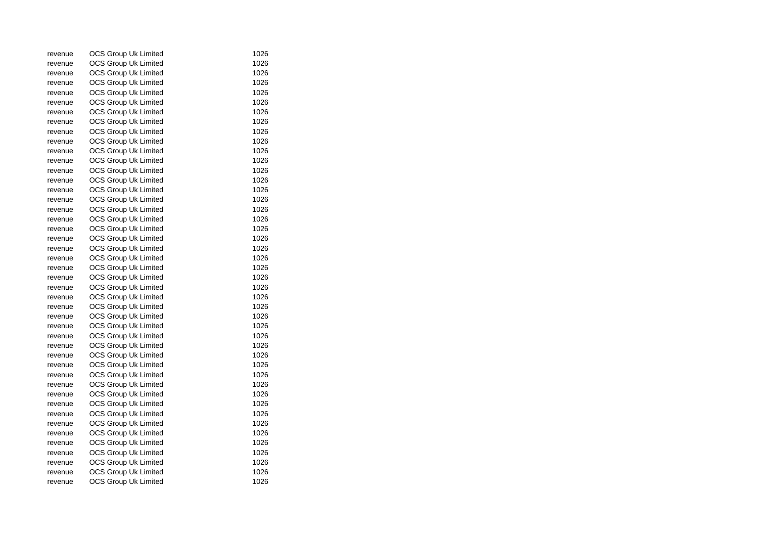| | | |
|---|---|---|
| revenue | OCS Group Uk Limited | 1026 |
| revenue | OCS Group Uk Limited | 1026 |
| revenue | OCS Group Uk Limited | 1026 |
| revenue | OCS Group Uk Limited | 1026 |
| revenue | OCS Group Uk Limited | 1026 |
| revenue | OCS Group Uk Limited | 1026 |
| revenue | OCS Group Uk Limited | 1026 |
| revenue | OCS Group Uk Limited | 1026 |
| revenue | OCS Group Uk Limited | 1026 |
| revenue | OCS Group Uk Limited | 1026 |
| revenue | OCS Group Uk Limited | 1026 |
| revenue | OCS Group Uk Limited | 1026 |
| revenue | OCS Group Uk Limited | 1026 |
| revenue | OCS Group Uk Limited | 1026 |
| revenue | OCS Group Uk Limited | 1026 |
| revenue | OCS Group Uk Limited | 1026 |
| revenue | OCS Group Uk Limited | 1026 |
| revenue | OCS Group Uk Limited | 1026 |
| revenue | OCS Group Uk Limited | 1026 |
| revenue | OCS Group Uk Limited | 1026 |
| revenue | OCS Group Uk Limited | 1026 |
| revenue | OCS Group Uk Limited | 1026 |
| revenue | OCS Group Uk Limited | 1026 |
| revenue | OCS Group Uk Limited | 1026 |
| revenue | OCS Group Uk Limited | 1026 |
| revenue | OCS Group Uk Limited | 1026 |
| revenue | OCS Group Uk Limited | 1026 |
| revenue | OCS Group Uk Limited | 1026 |
| revenue | OCS Group Uk Limited | 1026 |
| revenue | OCS Group Uk Limited | 1026 |
| revenue | OCS Group Uk Limited | 1026 |
| revenue | OCS Group Uk Limited | 1026 |
| revenue | OCS Group Uk Limited | 1026 |
| revenue | OCS Group Uk Limited | 1026 |
| revenue | OCS Group Uk Limited | 1026 |
| revenue | OCS Group Uk Limited | 1026 |
| revenue | OCS Group Uk Limited | 1026 |
| revenue | OCS Group Uk Limited | 1026 |
| revenue | OCS Group Uk Limited | 1026 |
| revenue | OCS Group Uk Limited | 1026 |
| revenue | OCS Group Uk Limited | 1026 |
| revenue | OCS Group Uk Limited | 1026 |
| revenue | OCS Group Uk Limited | 1026 |
| revenue | OCS Group Uk Limited | 1026 |
| revenue | OCS Group Uk Limited | 1026 |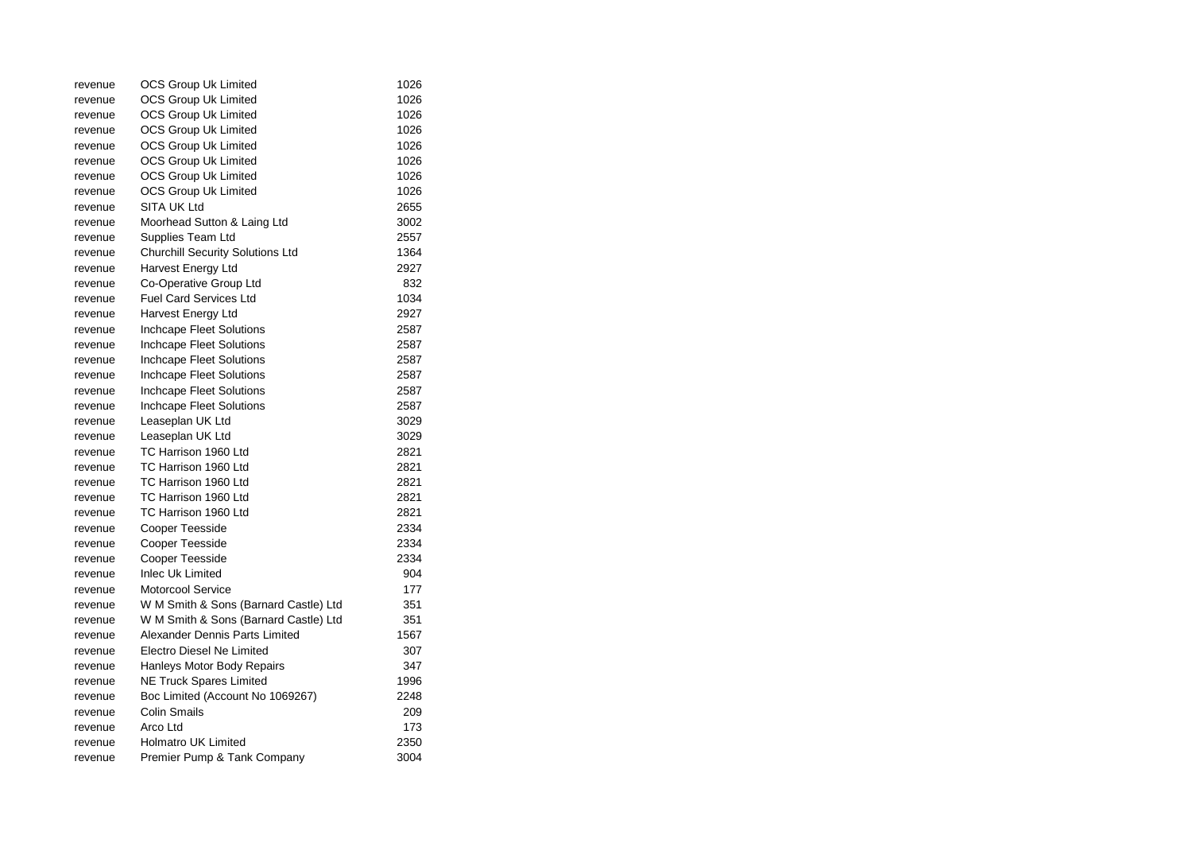| | | |
|---|---|---|
| revenue | OCS Group Uk Limited | 1026 |
| revenue | OCS Group Uk Limited | 1026 |
| revenue | OCS Group Uk Limited | 1026 |
| revenue | OCS Group Uk Limited | 1026 |
| revenue | OCS Group Uk Limited | 1026 |
| revenue | OCS Group Uk Limited | 1026 |
| revenue | OCS Group Uk Limited | 1026 |
| revenue | OCS Group Uk Limited | 1026 |
| revenue | SITA UK Ltd | 2655 |
| revenue | Moorhead Sutton & Laing Ltd | 3002 |
| revenue | Supplies Team Ltd | 2557 |
| revenue | Churchill Security Solutions Ltd | 1364 |
| revenue | Harvest Energy Ltd | 2927 |
| revenue | Co-Operative Group Ltd | 832 |
| revenue | Fuel Card Services Ltd | 1034 |
| revenue | Harvest Energy Ltd | 2927 |
| revenue | Inchcape Fleet Solutions | 2587 |
| revenue | Inchcape Fleet Solutions | 2587 |
| revenue | Inchcape Fleet Solutions | 2587 |
| revenue | Inchcape Fleet Solutions | 2587 |
| revenue | Inchcape Fleet Solutions | 2587 |
| revenue | Inchcape Fleet Solutions | 2587 |
| revenue | Leaseplan UK Ltd | 3029 |
| revenue | Leaseplan UK Ltd | 3029 |
| revenue | TC Harrison 1960 Ltd | 2821 |
| revenue | TC Harrison 1960 Ltd | 2821 |
| revenue | TC Harrison 1960 Ltd | 2821 |
| revenue | TC Harrison 1960 Ltd | 2821 |
| revenue | TC Harrison 1960 Ltd | 2821 |
| revenue | Cooper Teesside | 2334 |
| revenue | Cooper Teesside | 2334 |
| revenue | Cooper Teesside | 2334 |
| revenue | Inlec Uk Limited | 904 |
| revenue | Motorcool Service | 177 |
| revenue | W M Smith & Sons (Barnard Castle) Ltd | 351 |
| revenue | W M Smith & Sons (Barnard Castle) Ltd | 351 |
| revenue | Alexander Dennis Parts Limited | 1567 |
| revenue | Electro Diesel Ne Limited | 307 |
| revenue | Hanleys Motor Body Repairs | 347 |
| revenue | NE Truck Spares Limited | 1996 |
| revenue | Boc Limited (Account No 1069267) | 2248 |
| revenue | Colin Smails | 209 |
| revenue | Arco Ltd | 173 |
| revenue | Holmatro UK Limited | 2350 |
| revenue | Premier Pump & Tank Company | 3004 |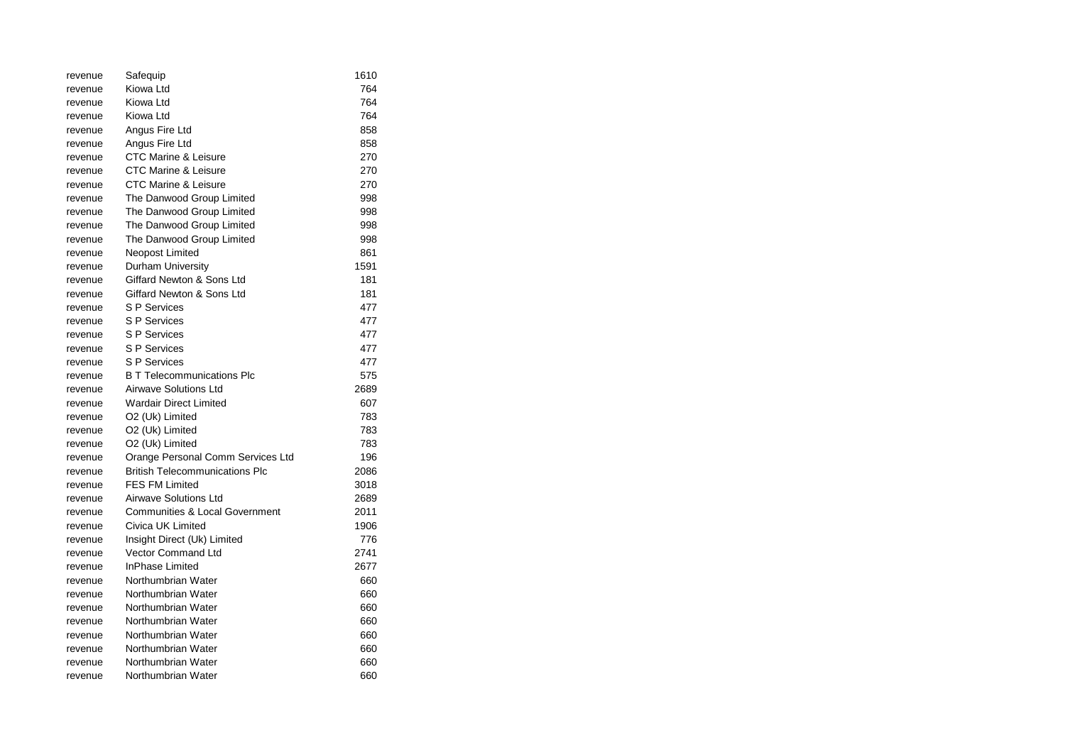| | | |
|---|---|---|
| revenue | Safequip | 1610 |
| revenue | Kiowa Ltd | 764 |
| revenue | Kiowa Ltd | 764 |
| revenue | Kiowa Ltd | 764 |
| revenue | Angus Fire Ltd | 858 |
| revenue | Angus Fire Ltd | 858 |
| revenue | CTC Marine & Leisure | 270 |
| revenue | CTC Marine & Leisure | 270 |
| revenue | CTC Marine & Leisure | 270 |
| revenue | The Danwood Group Limited | 998 |
| revenue | The Danwood Group Limited | 998 |
| revenue | The Danwood Group Limited | 998 |
| revenue | The Danwood Group Limited | 998 |
| revenue | Neopost Limited | 861 |
| revenue | Durham University | 1591 |
| revenue | Giffard Newton & Sons Ltd | 181 |
| revenue | Giffard Newton & Sons Ltd | 181 |
| revenue | S P Services | 477 |
| revenue | S P Services | 477 |
| revenue | S P Services | 477 |
| revenue | S P Services | 477 |
| revenue | S P Services | 477 |
| revenue | B T Telecommunications Plc | 575 |
| revenue | Airwave Solutions Ltd | 2689 |
| revenue | Wardair Direct Limited | 607 |
| revenue | O2 (Uk) Limited | 783 |
| revenue | O2 (Uk) Limited | 783 |
| revenue | O2 (Uk) Limited | 783 |
| revenue | Orange Personal Comm Services Ltd | 196 |
| revenue | British Telecommunications Plc | 2086 |
| revenue | FES FM Limited | 3018 |
| revenue | Airwave Solutions Ltd | 2689 |
| revenue | Communities & Local Government | 2011 |
| revenue | Civica UK Limited | 1906 |
| revenue | Insight Direct (Uk) Limited | 776 |
| revenue | Vector Command Ltd | 2741 |
| revenue | InPhase Limited | 2677 |
| revenue | Northumbrian Water | 660 |
| revenue | Northumbrian Water | 660 |
| revenue | Northumbrian Water | 660 |
| revenue | Northumbrian Water | 660 |
| revenue | Northumbrian Water | 660 |
| revenue | Northumbrian Water | 660 |
| revenue | Northumbrian Water | 660 |
| revenue | Northumbrian Water | 660 |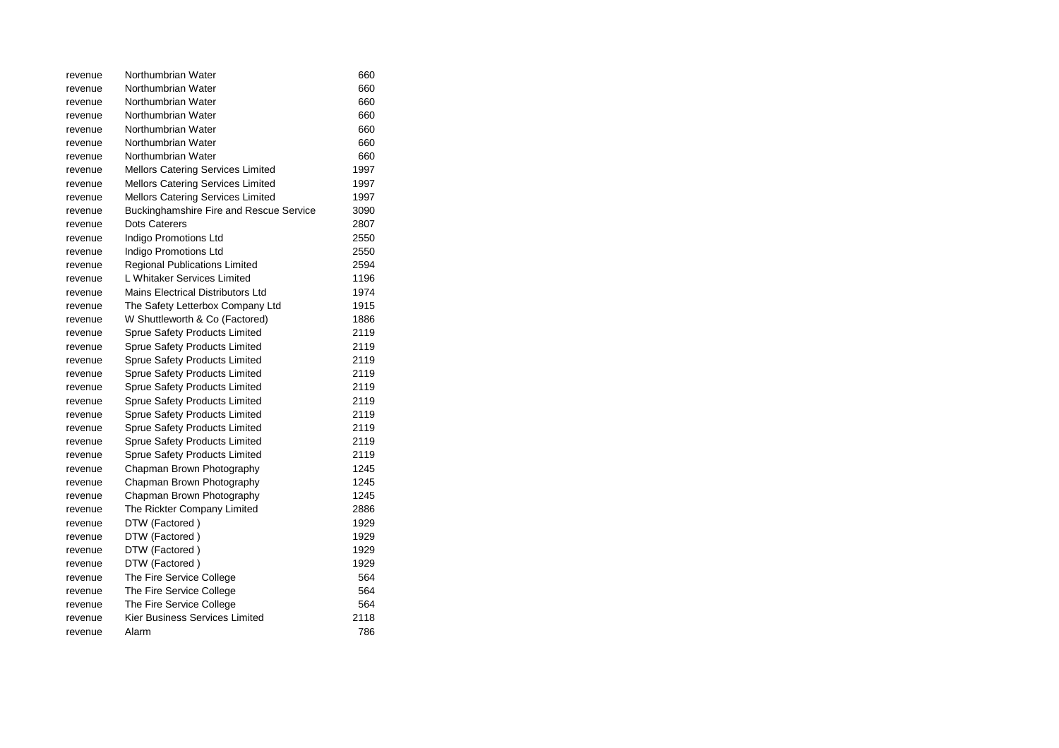| | | |
|---|---|---|
| revenue | Northumbrian Water | 660 |
| revenue | Northumbrian Water | 660 |
| revenue | Northumbrian Water | 660 |
| revenue | Northumbrian Water | 660 |
| revenue | Northumbrian Water | 660 |
| revenue | Northumbrian Water | 660 |
| revenue | Northumbrian Water | 660 |
| revenue | Mellors Catering Services Limited | 1997 |
| revenue | Mellors Catering Services Limited | 1997 |
| revenue | Mellors Catering Services Limited | 1997 |
| revenue | Buckinghamshire Fire and Rescue Service | 3090 |
| revenue | Dots Caterers | 2807 |
| revenue | Indigo Promotions Ltd | 2550 |
| revenue | Indigo Promotions Ltd | 2550 |
| revenue | Regional Publications Limited | 2594 |
| revenue | L Whitaker Services Limited | 1196 |
| revenue | Mains Electrical Distributors Ltd | 1974 |
| revenue | The Safety Letterbox Company Ltd | 1915 |
| revenue | W Shuttleworth & Co (Factored) | 1886 |
| revenue | Sprue Safety Products Limited | 2119 |
| revenue | Sprue Safety Products Limited | 2119 |
| revenue | Sprue Safety Products Limited | 2119 |
| revenue | Sprue Safety Products Limited | 2119 |
| revenue | Sprue Safety Products Limited | 2119 |
| revenue | Sprue Safety Products Limited | 2119 |
| revenue | Sprue Safety Products Limited | 2119 |
| revenue | Sprue Safety Products Limited | 2119 |
| revenue | Sprue Safety Products Limited | 2119 |
| revenue | Sprue Safety Products Limited | 2119 |
| revenue | Chapman Brown Photography | 1245 |
| revenue | Chapman Brown Photography | 1245 |
| revenue | Chapman Brown Photography | 1245 |
| revenue | The Rickter Company Limited | 2886 |
| revenue | DTW (Factored ) | 1929 |
| revenue | DTW (Factored ) | 1929 |
| revenue | DTW (Factored ) | 1929 |
| revenue | DTW (Factored ) | 1929 |
| revenue | The Fire Service College | 564 |
| revenue | The Fire Service College | 564 |
| revenue | The Fire Service College | 564 |
| revenue | Kier Business Services Limited | 2118 |
| revenue | Alarm | 786 |